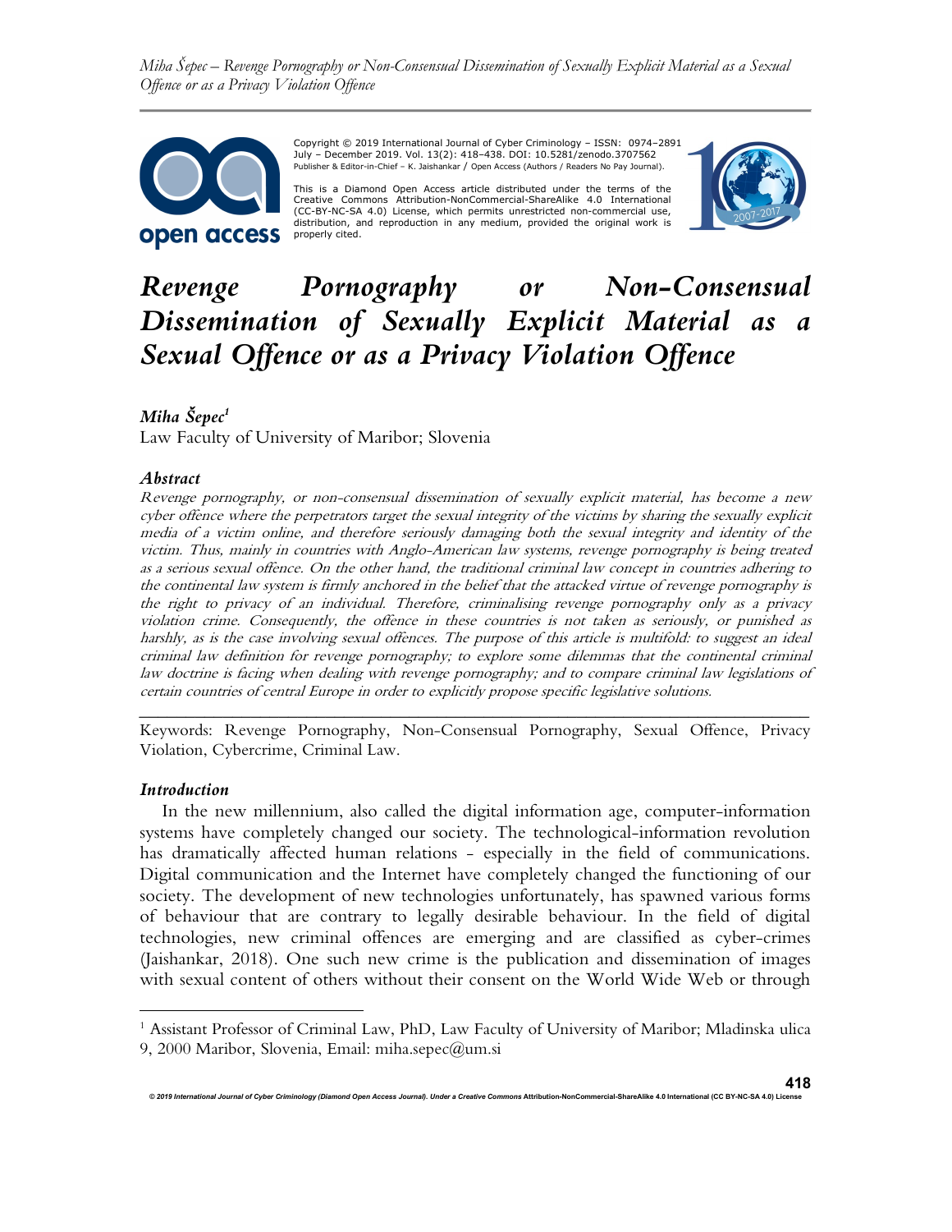Copyright © 2019 International Journal of Cyber Criminology – ISSN: 0974–2891 July – December 2019. Vol. 13(2): 418–438. DOI: 10.5281/zenodo.3707562
Publisher & Editor-in-Chief – K. Jaishankar / Open Access (Authors / Readers No Pay Journal).

This is a Diamond Open Access article distributed under the terms of the Creative Commons Attribution-NonCommercial-ShareAlike 4.0 International (CC-BY-NC-SA 4.0) License, which permits unrestricted non-commercial use, distribution, and reproduction in any medium, provided the original work is properly cited.

# *Revenge Pornography or Non-Consensual Dissemination of Sexually Explicit Material as a Sexual Offence or as a Privacy Violation Offence*

***Miha Šepec***[1]
Law Faculty of University of Maribor; Slovenia

### *Abstract*

*Revenge pornography, or non-consensual dissemination of sexually explicit material, has become a new cyber offence where the perpetrators target the sexual integrity of the victims by sharing the sexually explicit media of a victim online, and therefore seriously damaging both the sexual integrity and identity of the victim. Thus, mainly in countries with Anglo-American law systems, revenge pornography is being treated as a serious sexual offence. On the other hand, the traditional criminal law concept in countries adhering to the continental law system is firmly anchored in the belief that the attacked virtue of revenge pornography is the right to privacy of an individual. Therefore, criminalising revenge pornography only as a privacy violation crime. Consequently, the offence in these countries is not taken as seriously, or punished as harshly, as is the case involving sexual offences. The purpose of this article is multifold: to suggest an ideal criminal law definition for revenge pornography; to explore some dilemmas that the continental criminal law doctrine is facing when dealing with revenge pornography; and to compare criminal law legislations of certain countries of central Europe in order to explicitly propose specific legislative solutions.*

---

Keywords: Revenge Pornography, Non-Consensual Pornography, Sexual Offence, Privacy Violation, Cybercrime, Criminal Law.

### *Introduction*

In the new millennium, also called the digital information age, computer-information systems have completely changed our society. The technological-information revolution has dramatically affected human relations - especially in the field of communications. Digital communication and the Internet have completely changed the functioning of our society. The development of new technologies unfortunately, has spawned various forms of behaviour that are contrary to legally desirable behaviour. In the field of digital technologies, new criminal offences are emerging and are classified as cyber-crimes (Jaishankar, 2018). One such new crime is the publication and dissemination of images with sexual content of others without their consent on the World Wide Web or through

---

[1] Assistant Professor of Criminal Law, PhD, Law Faculty of University of Maribor; Mladinska ulica 9, 2000 Maribor, Slovenia, Email: miha.sepec@um.si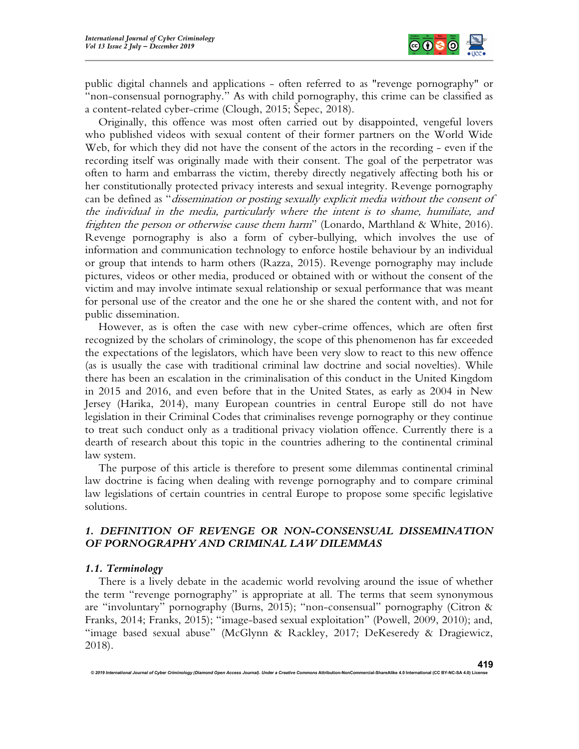public digital channels and applications - often referred to as "revenge pornography" or "non-consensual pornography." As with child pornography, this crime can be classified as a content-related cyber-crime (Clough, 2015; Šepec, 2018).

Originally, this offence was most often carried out by disappointed, vengeful lovers who published videos with sexual content of their former partners on the World Wide Web, for which they did not have the consent of the actors in the recording - even if the recording itself was originally made with their consent. The goal of the perpetrator was often to harm and embarrass the victim, thereby directly negatively affecting both his or her constitutionally protected privacy interests and sexual integrity. Revenge pornography can be defined as "*dissemination or posting sexually explicit media without the consent of the individual in the media, particularly where the intent is to shame, humiliate, and frighten the person or otherwise cause them harm*" (Lonardo, Marthland & White, 2016). Revenge pornography is also a form of cyber-bullying, which involves the use of information and communication technology to enforce hostile behaviour by an individual or group that intends to harm others (Razza, 2015). Revenge pornography may include pictures, videos or other media, produced or obtained with or without the consent of the victim and may involve intimate sexual relationship or sexual performance that was meant for personal use of the creator and the one he or she shared the content with, and not for public dissemination.

However, as is often the case with new cyber-crime offences, which are often first recognized by the scholars of criminology, the scope of this phenomenon has far exceeded the expectations of the legislators, which have been very slow to react to this new offence (as is usually the case with traditional criminal law doctrine and social novelties). While there has been an escalation in the criminalisation of this conduct in the United Kingdom in 2015 and 2016, and even before that in the United States, as early as 2004 in New Jersey (Harika, 2014), many European countries in central Europe still do not have legislation in their Criminal Codes that criminalises revenge pornography or they continue to treat such conduct only as a traditional privacy violation offence. Currently there is a dearth of research about this topic in the countries adhering to the continental criminal law system.

The purpose of this article is therefore to present some dilemmas continental criminal law doctrine is facing when dealing with revenge pornography and to compare criminal law legislations of certain countries in central Europe to propose some specific legislative solutions.

## *1. DEFINITION OF REVENGE OR NON-CONSENSUAL DISSEMINATION OF PORNOGRAPHY AND CRIMINAL LAW DILEMMAS*

### *1.1. Terminology*

There is a lively debate in the academic world revolving around the issue of whether the term "revenge pornography" is appropriate at all. The terms that seem synonymous are "involuntary" pornography (Burns, 2015); "non-consensual" pornography (Citron & Franks, 2014; Franks, 2015); "image-based sexual exploitation" (Powell, 2009, 2010); and, "image based sexual abuse" (McGlynn & Rackley, 2017; DeKeseredy & Dragiewicz, 2018).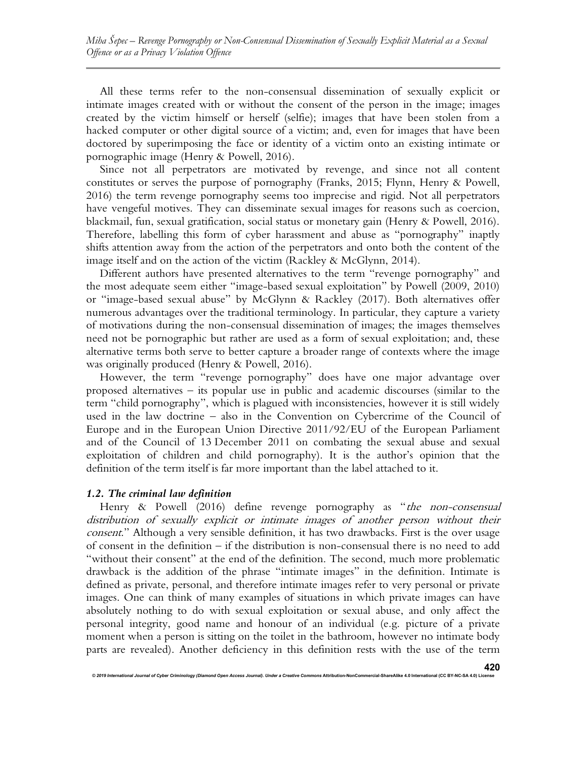All these terms refer to the non-consensual dissemination of sexually explicit or intimate images created with or without the consent of the person in the image; images created by the victim himself or herself (selfie); images that have been stolen from a hacked computer or other digital source of a victim; and, even for images that have been doctored by superimposing the face or identity of a victim onto an existing intimate or pornographic image (Henry & Powell, 2016).

Since not all perpetrators are motivated by revenge, and since not all content constitutes or serves the purpose of pornography (Franks, 2015; Flynn, Henry & Powell, 2016) the term revenge pornography seems too imprecise and rigid. Not all perpetrators have vengeful motives. They can disseminate sexual images for reasons such as coercion, blackmail, fun, sexual gratification, social status or monetary gain (Henry & Powell, 2016). Therefore, labelling this form of cyber harassment and abuse as "pornography" inaptly shifts attention away from the action of the perpetrators and onto both the content of the image itself and on the action of the victim (Rackley & McGlynn, 2014).

Different authors have presented alternatives to the term "revenge pornography" and the most adequate seem either "image-based sexual exploitation" by Powell (2009, 2010) or "image-based sexual abuse" by McGlynn & Rackley (2017). Both alternatives offer numerous advantages over the traditional terminology. In particular, they capture a variety of motivations during the non-consensual dissemination of images; the images themselves need not be pornographic but rather are used as a form of sexual exploitation; and, these alternative terms both serve to better capture a broader range of contexts where the image was originally produced (Henry & Powell, 2016).

However, the term "revenge pornography" does have one major advantage over proposed alternatives – its popular use in public and academic discourses (similar to the term "child pornography", which is plagued with inconsistencies, however it is still widely used in the law doctrine – also in the Convention on Cybercrime of the Council of Europe and in the European Union Directive 2011/92/EU of the European Parliament and of the Council of 13 December 2011 on combating the sexual abuse and sexual exploitation of children and child pornography). It is the author's opinion that the definition of the term itself is far more important than the label attached to it.

### *1.2. The criminal law definition*

Henry & Powell (2016) define revenge pornography as "*the non-consensual distribution of sexually explicit or intimate images of another person without their consent.*" Although a very sensible definition, it has two drawbacks. First is the over usage of consent in the definition – if the distribution is non-consensual there is no need to add "without their consent" at the end of the definition. The second, much more problematic drawback is the addition of the phrase "intimate images" in the definition. Intimate is defined as private, personal, and therefore intimate images refer to very personal or private images. One can think of many examples of situations in which private images can have absolutely nothing to do with sexual exploitation or sexual abuse, and only affect the personal integrity, good name and honour of an individual (e.g. picture of a private moment when a person is sitting on the toilet in the bathroom, however no intimate body parts are revealed). Another deficiency in this definition rests with the use of the term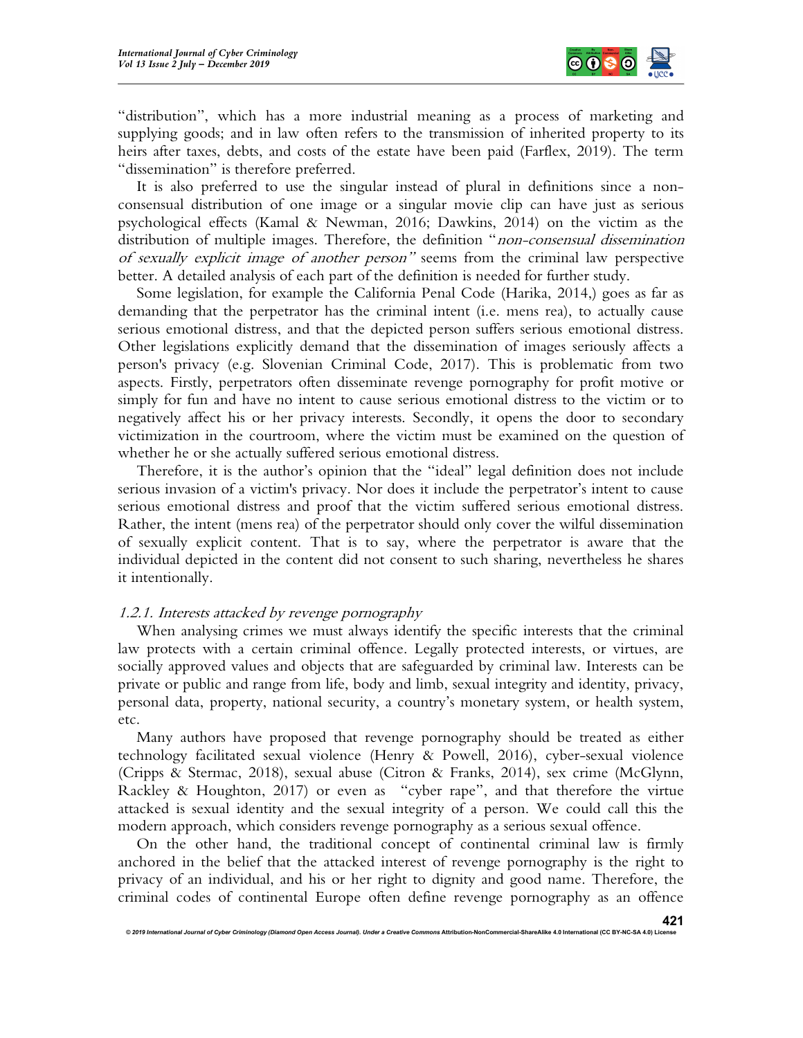"distribution", which has a more industrial meaning as a process of marketing and supplying goods; and in law often refers to the transmission of inherited property to its heirs after taxes, debts, and costs of the estate have been paid (Farflex, 2019). The term "dissemination" is therefore preferred.

It is also preferred to use the singular instead of plural in definitions since a non-consensual distribution of one image or a singular movie clip can have just as serious psychological effects (Kamal & Newman, 2016; Dawkins, 2014) on the victim as the distribution of multiple images. Therefore, the definition "*non-consensual dissemination of sexually explicit image of another person*" seems from the criminal law perspective better. A detailed analysis of each part of the definition is needed for further study.

Some legislation, for example the California Penal Code (Harika, 2014,) goes as far as demanding that the perpetrator has the criminal intent (i.e. mens rea), to actually cause serious emotional distress, and that the depicted person suffers serious emotional distress. Other legislations explicitly demand that the dissemination of images seriously affects a person's privacy (e.g. Slovenian Criminal Code, 2017). This is problematic from two aspects. Firstly, perpetrators often disseminate revenge pornography for profit motive or simply for fun and have no intent to cause serious emotional distress to the victim or to negatively affect his or her privacy interests. Secondly, it opens the door to secondary victimization in the courtroom, where the victim must be examined on the question of whether he or she actually suffered serious emotional distress.

Therefore, it is the author's opinion that the "ideal" legal definition does not include serious invasion of a victim's privacy. Nor does it include the perpetrator's intent to cause serious emotional distress and proof that the victim suffered serious emotional distress. Rather, the intent (mens rea) of the perpetrator should only cover the wilful dissemination of sexually explicit content. That is to say, where the perpetrator is aware that the individual depicted in the content did not consent to such sharing, nevertheless he shares it intentionally.

### *1.2.1. Interests attacked by revenge pornography*

When analysing crimes we must always identify the specific interests that the criminal law protects with a certain criminal offence. Legally protected interests, or virtues, are socially approved values and objects that are safeguarded by criminal law. Interests can be private or public and range from life, body and limb, sexual integrity and identity, privacy, personal data, property, national security, a country's monetary system, or health system, etc.

Many authors have proposed that revenge pornography should be treated as either technology facilitated sexual violence (Henry & Powell, 2016), cyber-sexual violence (Cripps & Stermac, 2018), sexual abuse (Citron & Franks, 2014), sex crime (McGlynn, Rackley & Houghton, 2017) or even as "cyber rape", and that therefore the virtue attacked is sexual identity and the sexual integrity of a person. We could call this the modern approach, which considers revenge pornography as a serious sexual offence.

On the other hand, the traditional concept of continental criminal law is firmly anchored in the belief that the attacked interest of revenge pornography is the right to privacy of an individual, and his or her right to dignity and good name. Therefore, the criminal codes of continental Europe often define revenge pornography as an offence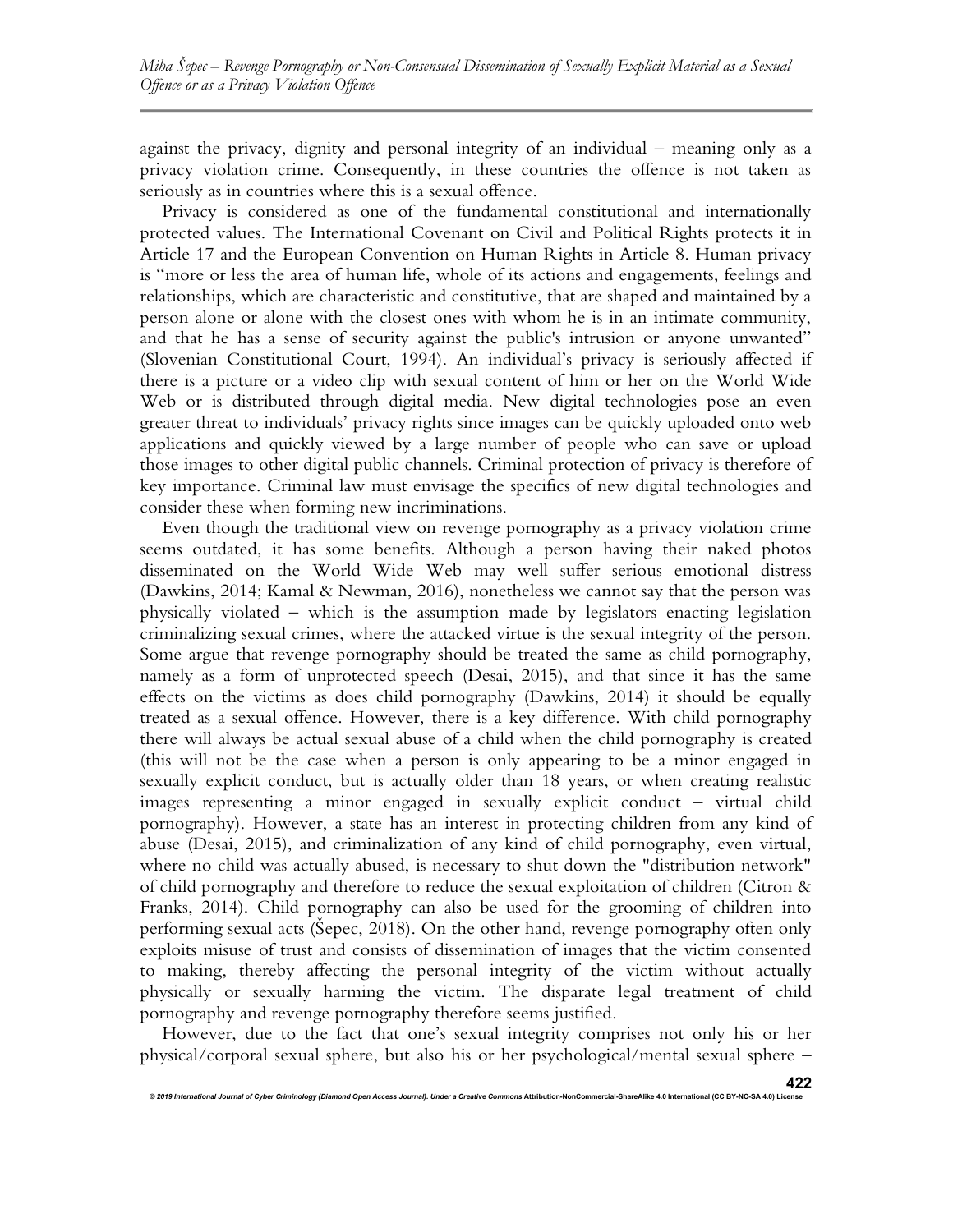against the privacy, dignity and personal integrity of an individual – meaning only as a privacy violation crime. Consequently, in these countries the offence is not taken as seriously as in countries where this is a sexual offence.

Privacy is considered as one of the fundamental constitutional and internationally protected values. The International Covenant on Civil and Political Rights protects it in Article 17 and the European Convention on Human Rights in Article 8. Human privacy is "more or less the area of human life, whole of its actions and engagements, feelings and relationships, which are characteristic and constitutive, that are shaped and maintained by a person alone or alone with the closest ones with whom he is in an intimate community, and that he has a sense of security against the public's intrusion or anyone unwanted" (Slovenian Constitutional Court, 1994). An individual's privacy is seriously affected if there is a picture or a video clip with sexual content of him or her on the World Wide Web or is distributed through digital media. New digital technologies pose an even greater threat to individuals' privacy rights since images can be quickly uploaded onto web applications and quickly viewed by a large number of people who can save or upload those images to other digital public channels. Criminal protection of privacy is therefore of key importance. Criminal law must envisage the specifics of new digital technologies and consider these when forming new incriminations.

Even though the traditional view on revenge pornography as a privacy violation crime seems outdated, it has some benefits. Although a person having their naked photos disseminated on the World Wide Web may well suffer serious emotional distress (Dawkins, 2014; Kamal & Newman, 2016), nonetheless we cannot say that the person was physically violated – which is the assumption made by legislators enacting legislation criminalizing sexual crimes, where the attacked virtue is the sexual integrity of the person. Some argue that revenge pornography should be treated the same as child pornography, namely as a form of unprotected speech (Desai, 2015), and that since it has the same effects on the victims as does child pornography (Dawkins, 2014) it should be equally treated as a sexual offence. However, there is a key difference. With child pornography there will always be actual sexual abuse of a child when the child pornography is created (this will not be the case when a person is only appearing to be a minor engaged in sexually explicit conduct, but is actually older than 18 years, or when creating realistic images representing a minor engaged in sexually explicit conduct – virtual child pornography). However, a state has an interest in protecting children from any kind of abuse (Desai, 2015), and criminalization of any kind of child pornography, even virtual, where no child was actually abused, is necessary to shut down the "distribution network" of child pornography and therefore to reduce the sexual exploitation of children (Citron & Franks, 2014). Child pornography can also be used for the grooming of children into performing sexual acts (Šepec, 2018). On the other hand, revenge pornography often only exploits misuse of trust and consists of dissemination of images that the victim consented to making, thereby affecting the personal integrity of the victim without actually physically or sexually harming the victim. The disparate legal treatment of child pornography and revenge pornography therefore seems justified.

However, due to the fact that one's sexual integrity comprises not only his or her physical/corporal sexual sphere, but also his or her psychological/mental sexual sphere –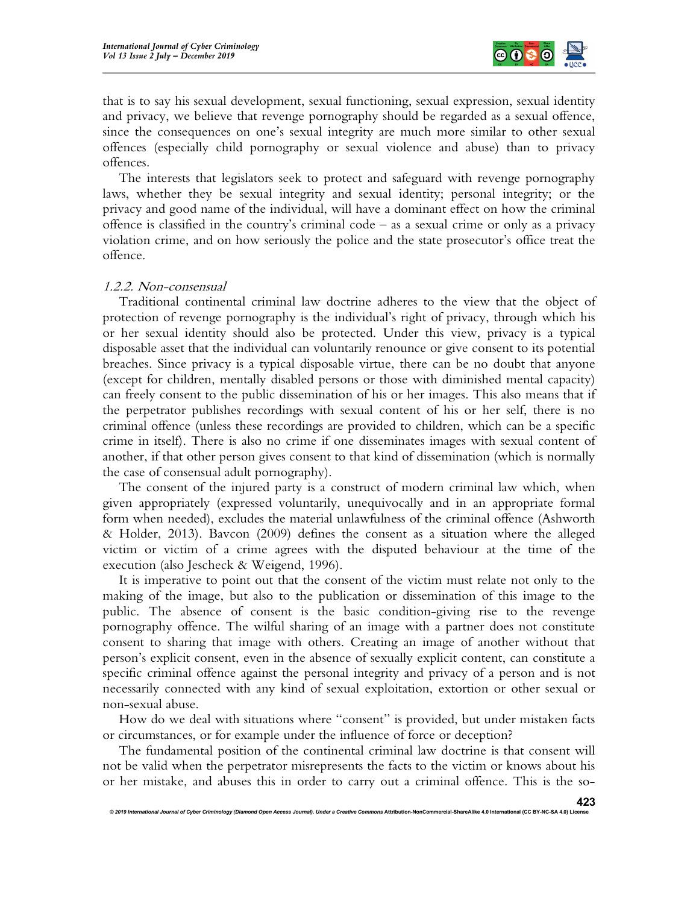that is to say his sexual development, sexual functioning, sexual expression, sexual identity and privacy, we believe that revenge pornography should be regarded as a sexual offence, since the consequences on one's sexual integrity are much more similar to other sexual offences (especially child pornography or sexual violence and abuse) than to privacy offences.

The interests that legislators seek to protect and safeguard with revenge pornography laws, whether they be sexual integrity and sexual identity; personal integrity; or the privacy and good name of the individual, will have a dominant effect on how the criminal offence is classified in the country's criminal code – as a sexual crime or only as a privacy violation crime, and on how seriously the police and the state prosecutor's office treat the offence.

### *1.2.2. Non-consensual*

Traditional continental criminal law doctrine adheres to the view that the object of protection of revenge pornography is the individual's right of privacy, through which his or her sexual identity should also be protected. Under this view, privacy is a typical disposable asset that the individual can voluntarily renounce or give consent to its potential breaches. Since privacy is a typical disposable virtue, there can be no doubt that anyone (except for children, mentally disabled persons or those with diminished mental capacity) can freely consent to the public dissemination of his or her images. This also means that if the perpetrator publishes recordings with sexual content of his or her self, there is no criminal offence (unless these recordings are provided to children, which can be a specific crime in itself). There is also no crime if one disseminates images with sexual content of another, if that other person gives consent to that kind of dissemination (which is normally the case of consensual adult pornography).

The consent of the injured party is a construct of modern criminal law which, when given appropriately (expressed voluntarily, unequivocally and in an appropriate formal form when needed), excludes the material unlawfulness of the criminal offence (Ashworth & Holder, 2013). Bavcon (2009) defines the consent as a situation where the alleged victim or victim of a crime agrees with the disputed behaviour at the time of the execution (also Jescheck & Weigend, 1996).

It is imperative to point out that the consent of the victim must relate not only to the making of the image, but also to the publication or dissemination of this image to the public. The absence of consent is the basic condition-giving rise to the revenge pornography offence. The wilful sharing of an image with a partner does not constitute consent to sharing that image with others. Creating an image of another without that person's explicit consent, even in the absence of sexually explicit content, can constitute a specific criminal offence against the personal integrity and privacy of a person and is not necessarily connected with any kind of sexual exploitation, extortion or other sexual or non-sexual abuse.

How do we deal with situations where "consent" is provided, but under mistaken facts or circumstances, or for example under the influence of force or deception?

The fundamental position of the continental criminal law doctrine is that consent will not be valid when the perpetrator misrepresents the facts to the victim or knows about his or her mistake, and abuses this in order to carry out a criminal offence. This is the so-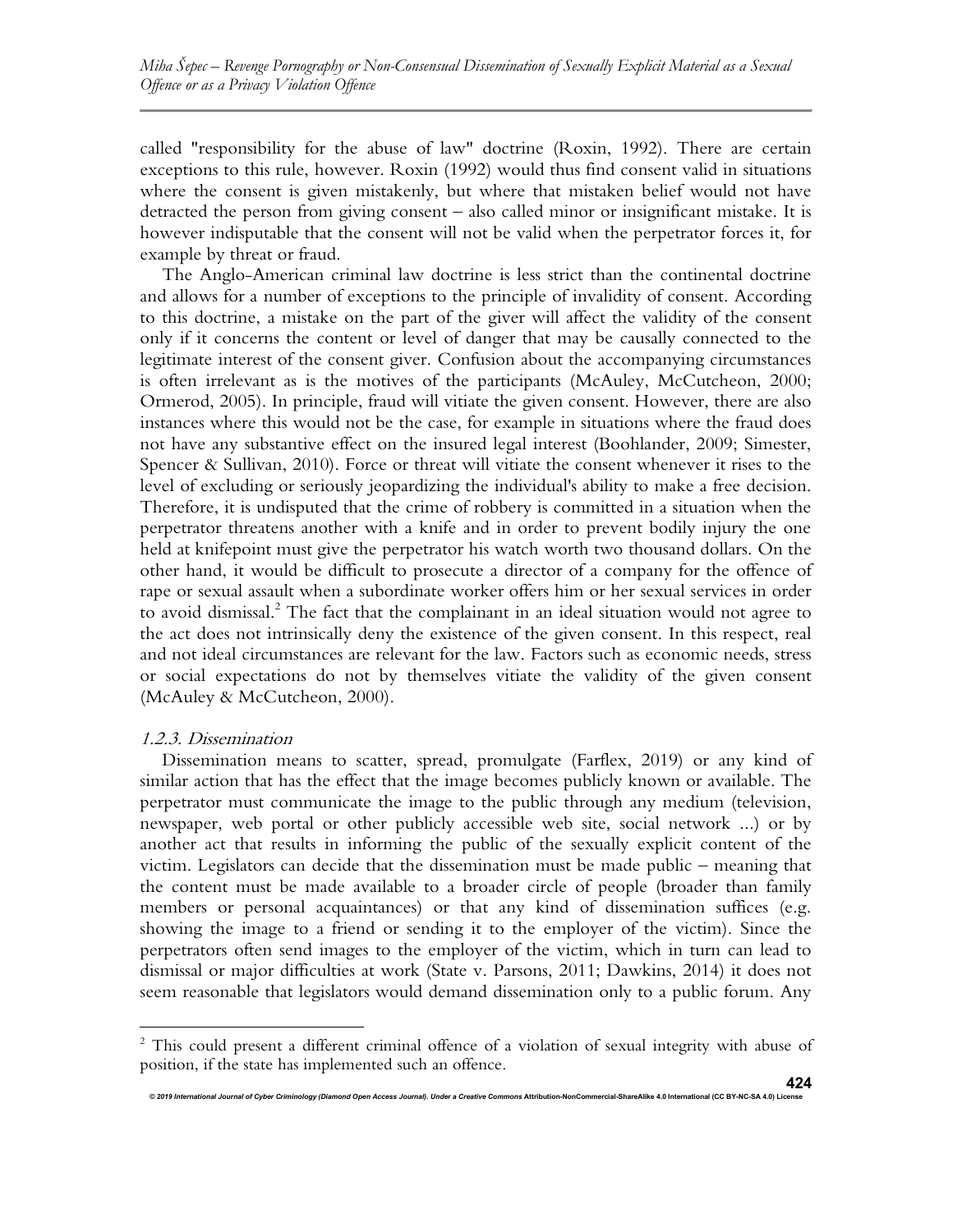called "responsibility for the abuse of law" doctrine (Roxin, 1992). There are certain exceptions to this rule, however. Roxin (1992) would thus find consent valid in situations where the consent is given mistakenly, but where that mistaken belief would not have detracted the person from giving consent – also called minor or insignificant mistake. It is however indisputable that the consent will not be valid when the perpetrator forces it, for example by threat or fraud.

The Anglo-American criminal law doctrine is less strict than the continental doctrine and allows for a number of exceptions to the principle of invalidity of consent. According to this doctrine, a mistake on the part of the giver will affect the validity of the consent only if it concerns the content or level of danger that may be causally connected to the legitimate interest of the consent giver. Confusion about the accompanying circumstances is often irrelevant as is the motives of the participants (McAuley, McCutcheon, 2000; Ormerod, 2005). In principle, fraud will vitiate the given consent. However, there are also instances where this would not be the case, for example in situations where the fraud does not have any substantive effect on the insured legal interest (Boohlander, 2009; Simester, Spencer & Sullivan, 2010). Force or threat will vitiate the consent whenever it rises to the level of excluding or seriously jeopardizing the individual's ability to make a free decision. Therefore, it is undisputed that the crime of robbery is committed in a situation when the perpetrator threatens another with a knife and in order to prevent bodily injury the one held at knifepoint must give the perpetrator his watch worth two thousand dollars. On the other hand, it would be difficult to prosecute a director of a company for the offence of rape or sexual assault when a subordinate worker offers him or her sexual services in order to avoid dismissal.[2] The fact that the complainant in an ideal situation would not agree to the act does not intrinsically deny the existence of the given consent. In this respect, real and not ideal circumstances are relevant for the law. Factors such as economic needs, stress or social expectations do not by themselves vitiate the validity of the given consent (McAuley & McCutcheon, 2000).

#### *1.2.3. Dissemination*

Dissemination means to scatter, spread, promulgate (Farflex, 2019) or any kind of similar action that has the effect that the image becomes publicly known or available. The perpetrator must communicate the image to the public through any medium (television, newspaper, web portal or other publicly accessible web site, social network ...) or by another act that results in informing the public of the sexually explicit content of the victim. Legislators can decide that the dissemination must be made public – meaning that the content must be made available to a broader circle of people (broader than family members or personal acquaintances) or that any kind of dissemination suffices (e.g. showing the image to a friend or sending it to the employer of the victim). Since the perpetrators often send images to the employer of the victim, which in turn can lead to dismissal or major difficulties at work (State v. Parsons, 2011; Dawkins, 2014) it does not seem reasonable that legislators would demand dissemination only to a public forum. Any

[2] This could present a different criminal offence of a violation of sexual integrity with abuse of position, if the state has implemented such an offence.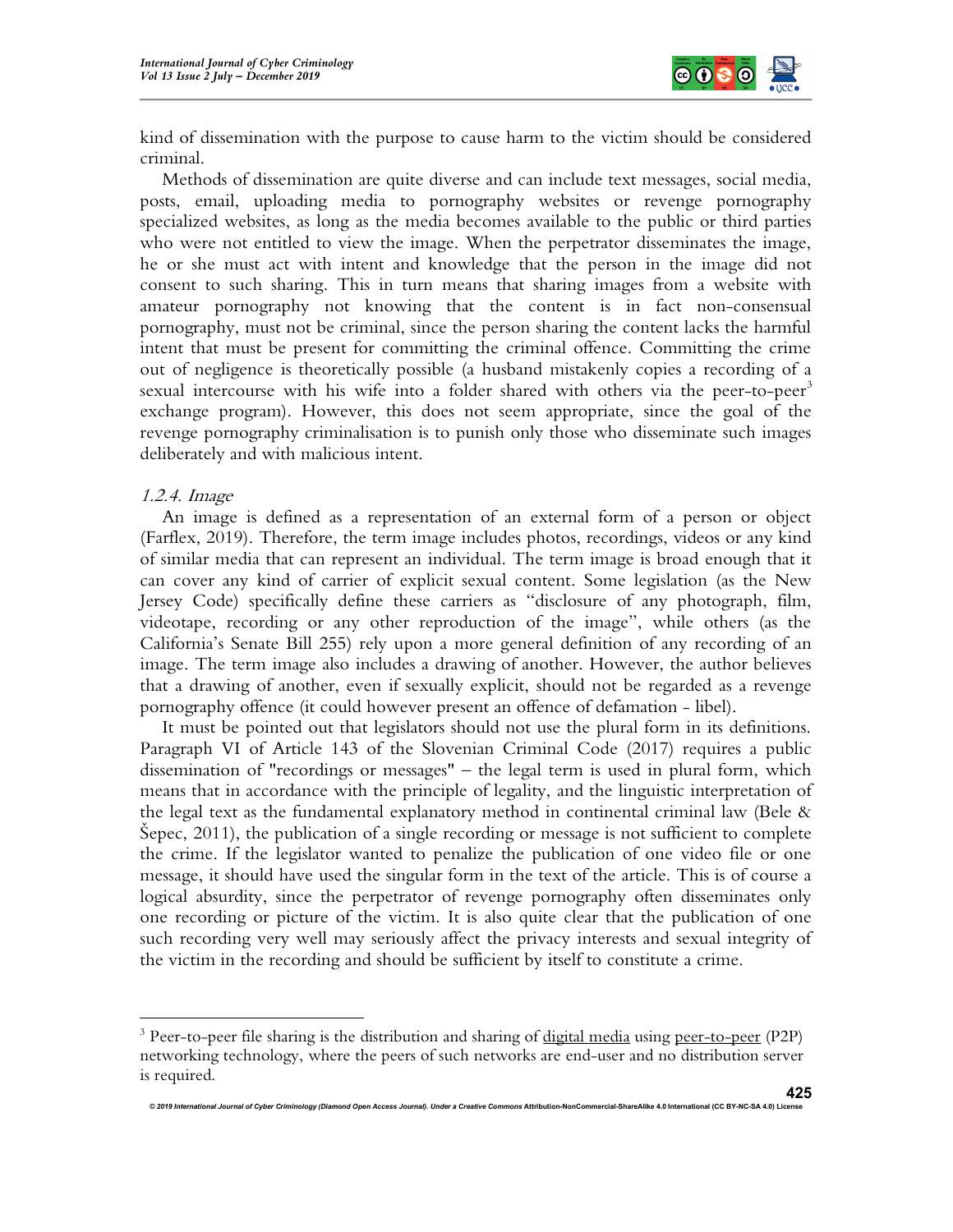kind of dissemination with the purpose to cause harm to the victim should be considered criminal.

Methods of dissemination are quite diverse and can include text messages, social media, posts, email, uploading media to pornography websites or revenge pornography specialized websites, as long as the media becomes available to the public or third parties who were not entitled to view the image. When the perpetrator disseminates the image, he or she must act with intent and knowledge that the person in the image did not consent to such sharing. This in turn means that sharing images from a website with amateur pornography not knowing that the content is in fact non-consensual pornography, must not be criminal, since the person sharing the content lacks the harmful intent that must be present for committing the criminal offence. Committing the crime out of negligence is theoretically possible (a husband mistakenly copies a recording of a sexual intercourse with his wife into a folder shared with others via the peer-to-peer[3] exchange program). However, this does not seem appropriate, since the goal of the revenge pornography criminalisation is to punish only those who disseminate such images deliberately and with malicious intent.

### *1.2.4. Image*

An image is defined as a representation of an external form of a person or object (Farflex, 2019). Therefore, the term image includes photos, recordings, videos or any kind of similar media that can represent an individual. The term image is broad enough that it can cover any kind of carrier of explicit sexual content. Some legislation (as the New Jersey Code) specifically define these carriers as "disclosure of any photograph, film, videotape, recording or any other reproduction of the image", while others (as the California's Senate Bill 255) rely upon a more general definition of any recording of an image. The term image also includes a drawing of another. However, the author believes that a drawing of another, even if sexually explicit, should not be regarded as a revenge pornography offence (it could however present an offence of defamation - libel).

It must be pointed out that legislators should not use the plural form in its definitions. Paragraph VI of Article 143 of the Slovenian Criminal Code (2017) requires a public dissemination of "recordings or messages" – the legal term is used in plural form, which means that in accordance with the principle of legality, and the linguistic interpretation of the legal text as the fundamental explanatory method in continental criminal law (Bele & Šepec, 2011), the publication of a single recording or message is not sufficient to complete the crime. If the legislator wanted to penalize the publication of one video file or one message, it should have used the singular form in the text of the article. This is of course a logical absurdity, since the perpetrator of revenge pornography often disseminates only one recording or picture of the victim. It is also quite clear that the publication of one such recording very well may seriously affect the privacy interests and sexual integrity of the victim in the recording and should be sufficient by itself to constitute a crime.

---

[3] Peer-to-peer file sharing is the distribution and sharing of digital media using peer-to-peer (P2P) networking technology, where the peers of such networks are end-user and no distribution server is required.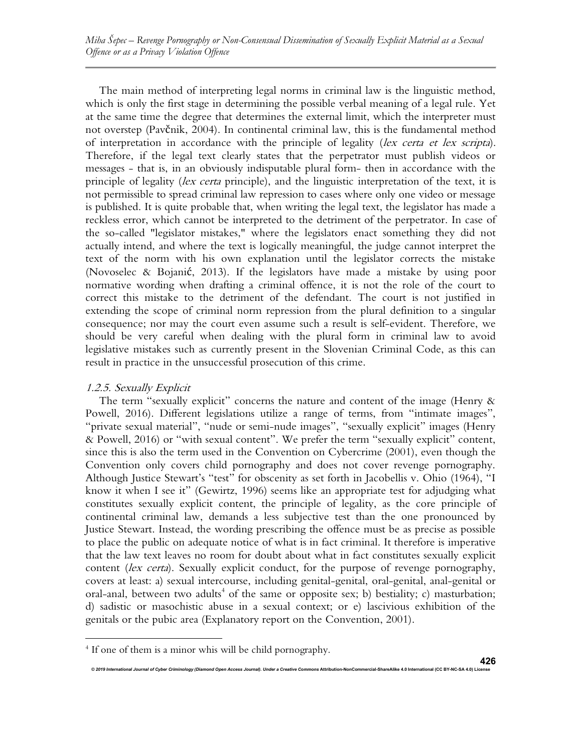The main method of interpreting legal norms in criminal law is the linguistic method, which is only the first stage in determining the possible verbal meaning of a legal rule. Yet at the same time the degree that determines the external limit, which the interpreter must not overstep (Pavčnik, 2004). In continental criminal law, this is the fundamental method of interpretation in accordance with the principle of legality (*lex certa et lex scripta*). Therefore, if the legal text clearly states that the perpetrator must publish videos or messages - that is, in an obviously indisputable plural form- then in accordance with the principle of legality (*lex certa* principle), and the linguistic interpretation of the text, it is not permissible to spread criminal law repression to cases where only one video or message is published. It is quite probable that, when writing the legal text, the legislator has made a reckless error, which cannot be interpreted to the detriment of the perpetrator. In case of the so-called "legislator mistakes," where the legislators enact something they did not actually intend, and where the text is logically meaningful, the judge cannot interpret the text of the norm with his own explanation until the legislator corrects the mistake (Novoselec & Bojanić, 2013). If the legislators have made a mistake by using poor normative wording when drafting a criminal offence, it is not the role of the court to correct this mistake to the detriment of the defendant. The court is not justified in extending the scope of criminal norm repression from the plural definition to a singular consequence; nor may the court even assume such a result is self-evident. Therefore, we should be very careful when dealing with the plural form in criminal law to avoid legislative mistakes such as currently present in the Slovenian Criminal Code, as this can result in practice in the unsuccessful prosecution of this crime.

### *1.2.5. Sexually Explicit*

The term "sexually explicit" concerns the nature and content of the image (Henry & Powell, 2016). Different legislations utilize a range of terms, from "intimate images", "private sexual material", "nude or semi-nude images", "sexually explicit" images (Henry & Powell, 2016) or "with sexual content". We prefer the term "sexually explicit" content, since this is also the term used in the Convention on Cybercrime (2001), even though the Convention only covers child pornography and does not cover revenge pornography. Although Justice Stewart's "test" for obscenity as set forth in Jacobellis v. Ohio (1964), "I know it when I see it" (Gewirtz, 1996) seems like an appropriate test for adjudging what constitutes sexually explicit content, the principle of legality, as the core principle of continental criminal law, demands a less subjective test than the one pronounced by Justice Stewart. Instead, the wording prescribing the offence must be as precise as possible to place the public on adequate notice of what is in fact criminal. It therefore is imperative that the law text leaves no room for doubt about what in fact constitutes sexually explicit content (*lex certa*). Sexually explicit conduct, for the purpose of revenge pornography, covers at least: a) sexual intercourse, including genital-genital, oral-genital, anal-genital or oral-anal, between two adults[4] of the same or opposite sex; b) bestiality; c) masturbation; d) sadistic or masochistic abuse in a sexual context; or e) lascivious exhibition of the genitals or the pubic area (Explanatory report on the Convention, 2001).

[4] If one of them is a minor whis will be child pornography.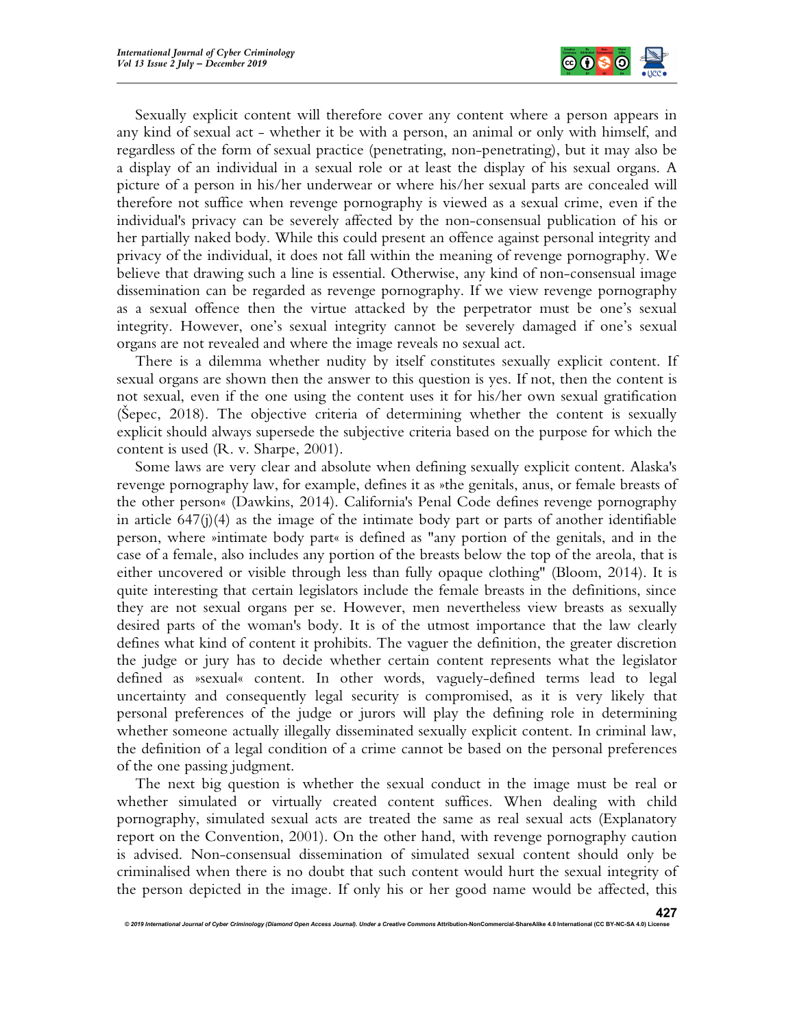Sexually explicit content will therefore cover any content where a person appears in any kind of sexual act - whether it be with a person, an animal or only with himself, and regardless of the form of sexual practice (penetrating, non-penetrating), but it may also be a display of an individual in a sexual role or at least the display of his sexual organs. A picture of a person in his/her underwear or where his/her sexual parts are concealed will therefore not suffice when revenge pornography is viewed as a sexual crime, even if the individual's privacy can be severely affected by the non-consensual publication of his or her partially naked body. While this could present an offence against personal integrity and privacy of the individual, it does not fall within the meaning of revenge pornography. We believe that drawing such a line is essential. Otherwise, any kind of non-consensual image dissemination can be regarded as revenge pornography. If we view revenge pornography as a sexual offence then the virtue attacked by the perpetrator must be one's sexual integrity. However, one's sexual integrity cannot be severely damaged if one's sexual organs are not revealed and where the image reveals no sexual act.

There is a dilemma whether nudity by itself constitutes sexually explicit content. If sexual organs are shown then the answer to this question is yes. If not, then the content is not sexual, even if the one using the content uses it for his/her own sexual gratification (Šepec, 2018). The objective criteria of determining whether the content is sexually explicit should always supersede the subjective criteria based on the purpose for which the content is used (R. v. Sharpe, 2001).

Some laws are very clear and absolute when defining sexually explicit content. Alaska's revenge pornography law, for example, defines it as »the genitals, anus, or female breasts of the other person« (Dawkins, 2014). California's Penal Code defines revenge pornography in article 647(j)(4) as the image of the intimate body part or parts of another identifiable person, where »intimate body part« is defined as "any portion of the genitals, and in the case of a female, also includes any portion of the breasts below the top of the areola, that is either uncovered or visible through less than fully opaque clothing" (Bloom, 2014). It is quite interesting that certain legislators include the female breasts in the definitions, since they are not sexual organs per se. However, men nevertheless view breasts as sexually desired parts of the woman's body. It is of the utmost importance that the law clearly defines what kind of content it prohibits. The vaguer the definition, the greater discretion the judge or jury has to decide whether certain content represents what the legislator defined as »sexual« content. In other words, vaguely-defined terms lead to legal uncertainty and consequently legal security is compromised, as it is very likely that personal preferences of the judge or jurors will play the defining role in determining whether someone actually illegally disseminated sexually explicit content. In criminal law, the definition of a legal condition of a crime cannot be based on the personal preferences of the one passing judgment.

The next big question is whether the sexual conduct in the image must be real or whether simulated or virtually created content suffices. When dealing with child pornography, simulated sexual acts are treated the same as real sexual acts (Explanatory report on the Convention, 2001). On the other hand, with revenge pornography caution is advised. Non-consensual dissemination of simulated sexual content should only be criminalised when there is no doubt that such content would hurt the sexual integrity of the person depicted in the image. If only his or her good name would be affected, this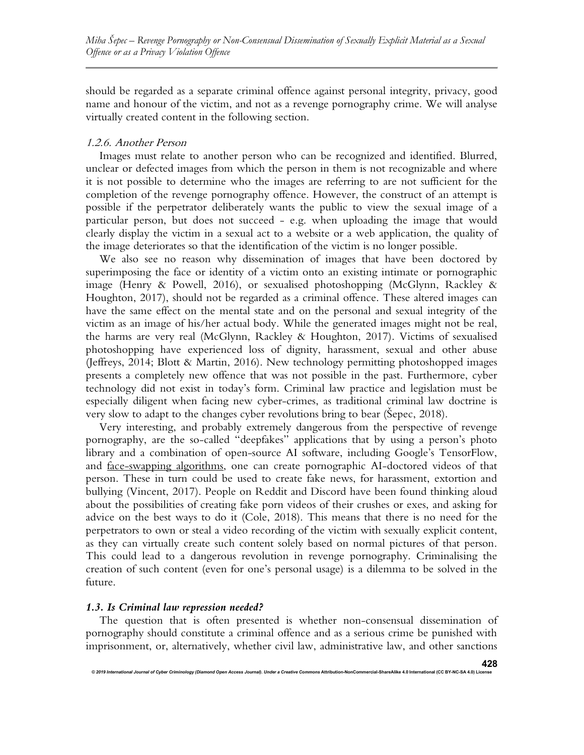should be regarded as a separate criminal offence against personal integrity, privacy, good name and honour of the victim, and not as a revenge pornography crime. We will analyse virtually created content in the following section.

#### *1.2.6. Another Person*

Images must relate to another person who can be recognized and identified. Blurred, unclear or defected images from which the person in them is not recognizable and where it is not possible to determine who the images are referring to are not sufficient for the completion of the revenge pornography offence. However, the construct of an attempt is possible if the perpetrator deliberately wants the public to view the sexual image of a particular person, but does not succeed - e.g. when uploading the image that would clearly display the victim in a sexual act to a website or a web application, the quality of the image deteriorates so that the identification of the victim is no longer possible.

We also see no reason why dissemination of images that have been doctored by superimposing the face or identity of a victim onto an existing intimate or pornographic image (Henry & Powell, 2016), or sexualised photoshopping (McGlynn, Rackley & Houghton, 2017), should not be regarded as a criminal offence. These altered images can have the same effect on the mental state and on the personal and sexual integrity of the victim as an image of his/her actual body. While the generated images might not be real, the harms are very real (McGlynn, Rackley & Houghton, 2017). Victims of sexualised photoshopping have experienced loss of dignity, harassment, sexual and other abuse (Jeffreys, 2014; Blott & Martin, 2016). New technology permitting photoshopped images presents a completely new offence that was not possible in the past. Furthermore, cyber technology did not exist in today's form. Criminal law practice and legislation must be especially diligent when facing new cyber-crimes, as traditional criminal law doctrine is very slow to adapt to the changes cyber revolutions bring to bear (Šepec, 2018).

Very interesting, and probably extremely dangerous from the perspective of revenge pornography, are the so-called "deepfakes" applications that by using a person's photo library and a combination of open-source AI software, including Google's TensorFlow, and face-swapping algorithms, one can create pornographic AI-doctored videos of that person. These in turn could be used to create fake news, for harassment, extortion and bullying (Vincent, 2017). People on Reddit and Discord have been found thinking aloud about the possibilities of creating fake porn videos of their crushes or exes, and asking for advice on the best ways to do it (Cole, 2018). This means that there is no need for the perpetrators to own or steal a video recording of the victim with sexually explicit content, as they can virtually create such content solely based on normal pictures of that person. This could lead to a dangerous revolution in revenge pornography. Criminalising the creation of such content (even for one's personal usage) is a dilemma to be solved in the future.

### *1.3. Is Criminal law repression needed?*

The question that is often presented is whether non-consensual dissemination of pornography should constitute a criminal offence and as a serious crime be punished with imprisonment, or, alternatively, whether civil law, administrative law, and other sanctions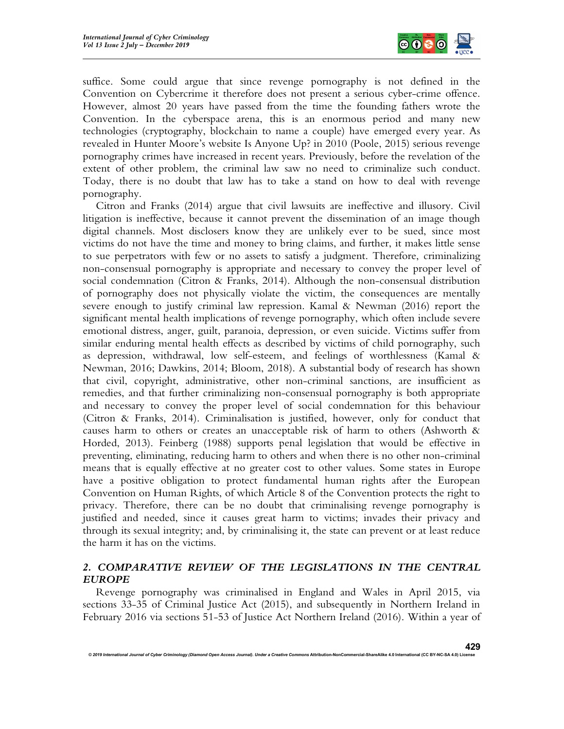suffice. Some could argue that since revenge pornography is not defined in the Convention on Cybercrime it therefore does not present a serious cyber-crime offence. However, almost 20 years have passed from the time the founding fathers wrote the Convention. In the cyberspace arena, this is an enormous period and many new technologies (cryptography, blockchain to name a couple) have emerged every year. As revealed in Hunter Moore's website Is Anyone Up? in 2010 (Poole, 2015) serious revenge pornography crimes have increased in recent years. Previously, before the revelation of the extent of other problem, the criminal law saw no need to criminalize such conduct. Today, there is no doubt that law has to take a stand on how to deal with revenge pornography.

Citron and Franks (2014) argue that civil lawsuits are ineffective and illusory. Civil litigation is ineffective, because it cannot prevent the dissemination of an image though digital channels. Most disclosers know they are unlikely ever to be sued, since most victims do not have the time and money to bring claims, and further, it makes little sense to sue perpetrators with few or no assets to satisfy a judgment. Therefore, criminalizing non-consensual pornography is appropriate and necessary to convey the proper level of social condemnation (Citron & Franks, 2014). Although the non-consensual distribution of pornography does not physically violate the victim, the consequences are mentally severe enough to justify criminal law repression. Kamal & Newman (2016) report the significant mental health implications of revenge pornography, which often include severe emotional distress, anger, guilt, paranoia, depression, or even suicide. Victims suffer from similar enduring mental health effects as described by victims of child pornography, such as depression, withdrawal, low self-esteem, and feelings of worthlessness (Kamal & Newman, 2016; Dawkins, 2014; Bloom, 2018). A substantial body of research has shown that civil, copyright, administrative, other non-criminal sanctions, are insufficient as remedies, and that further criminalizing non-consensual pornography is both appropriate and necessary to convey the proper level of social condemnation for this behaviour (Citron & Franks, 2014). Criminalisation is justified, however, only for conduct that causes harm to others or creates an unacceptable risk of harm to others (Ashworth & Horded, 2013). Feinberg (1988) supports penal legislation that would be effective in preventing, eliminating, reducing harm to others and when there is no other non-criminal means that is equally effective at no greater cost to other values. Some states in Europe have a positive obligation to protect fundamental human rights after the European Convention on Human Rights, of which Article 8 of the Convention protects the right to privacy. Therefore, there can be no doubt that criminalising revenge pornography is justified and needed, since it causes great harm to victims; invades their privacy and through its sexual integrity; and, by criminalising it, the state can prevent or at least reduce the harm it has on the victims.

## *2. COMPARATIVE REVIEW OF THE LEGISLATIONS IN THE CENTRAL EUROPE*

Revenge pornography was criminalised in England and Wales in April 2015, via sections 33-35 of Criminal Justice Act (2015), and subsequently in Northern Ireland in February 2016 via sections 51-53 of Justice Act Northern Ireland (2016). Within a year of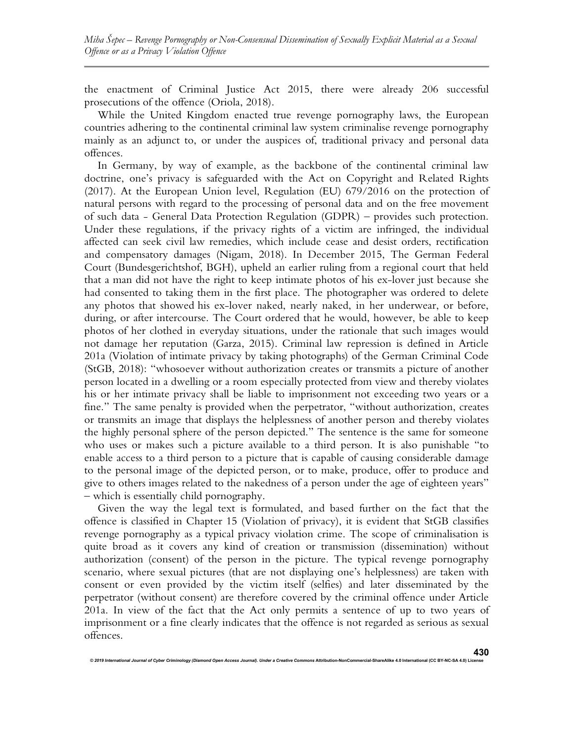the enactment of Criminal Justice Act 2015, there were already 206 successful prosecutions of the offence (Oriola, 2018).

While the United Kingdom enacted true revenge pornography laws, the European countries adhering to the continental criminal law system criminalise revenge pornography mainly as an adjunct to, or under the auspices of, traditional privacy and personal data offences.

In Germany, by way of example, as the backbone of the continental criminal law doctrine, one's privacy is safeguarded with the Act on Copyright and Related Rights (2017). At the European Union level, Regulation (EU) 679/2016 on the protection of natural persons with regard to the processing of personal data and on the free movement of such data - General Data Protection Regulation (GDPR) – provides such protection. Under these regulations, if the privacy rights of a victim are infringed, the individual affected can seek civil law remedies, which include cease and desist orders, rectification and compensatory damages (Nigam, 2018). In December 2015, The German Federal Court (Bundesgerichtshof, BGH), upheld an earlier ruling from a regional court that held that a man did not have the right to keep intimate photos of his ex-lover just because she had consented to taking them in the first place. The photographer was ordered to delete any photos that showed his ex-lover naked, nearly naked, in her underwear, or before, during, or after intercourse. The Court ordered that he would, however, be able to keep photos of her clothed in everyday situations, under the rationale that such images would not damage her reputation (Garza, 2015). Criminal law repression is defined in Article 201a (Violation of intimate privacy by taking photographs) of the German Criminal Code (StGB, 2018): "whosoever without authorization creates or transmits a picture of another person located in a dwelling or a room especially protected from view and thereby violates his or her intimate privacy shall be liable to imprisonment not exceeding two years or a fine." The same penalty is provided when the perpetrator, "without authorization, creates or transmits an image that displays the helplessness of another person and thereby violates the highly personal sphere of the person depicted." The sentence is the same for someone who uses or makes such a picture available to a third person. It is also punishable "to enable access to a third person to a picture that is capable of causing considerable damage to the personal image of the depicted person, or to make, produce, offer to produce and give to others images related to the nakedness of a person under the age of eighteen years" – which is essentially child pornography.

Given the way the legal text is formulated, and based further on the fact that the offence is classified in Chapter 15 (Violation of privacy), it is evident that StGB classifies revenge pornography as a typical privacy violation crime. The scope of criminalisation is quite broad as it covers any kind of creation or transmission (dissemination) without authorization (consent) of the person in the picture. The typical revenge pornography scenario, where sexual pictures (that are not displaying one's helplessness) are taken with consent or even provided by the victim itself (selfies) and later disseminated by the perpetrator (without consent) are therefore covered by the criminal offence under Article 201a. In view of the fact that the Act only permits a sentence of up to two years of imprisonment or a fine clearly indicates that the offence is not regarded as serious as sexual offences.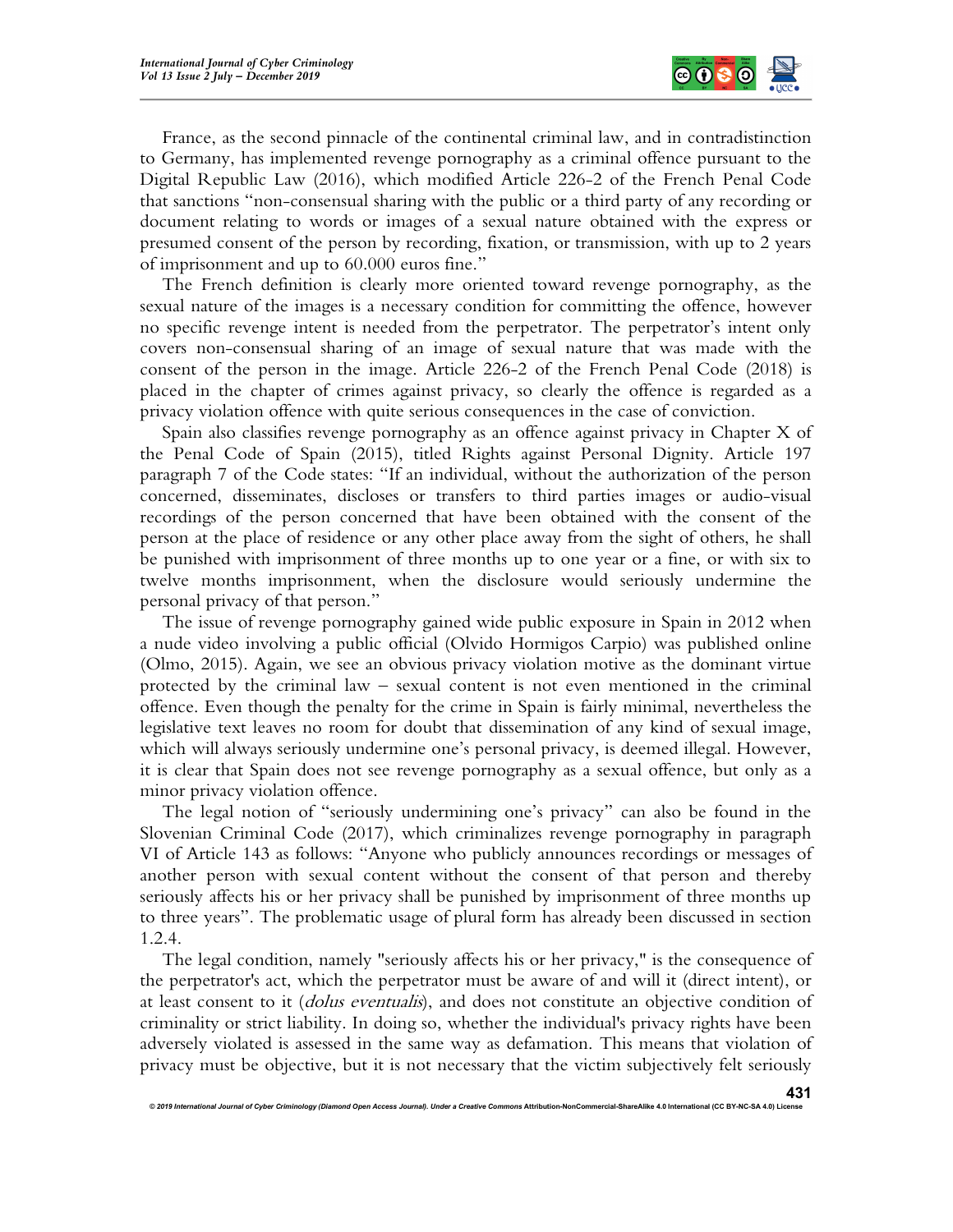France, as the second pinnacle of the continental criminal law, and in contradistinction to Germany, has implemented revenge pornography as a criminal offence pursuant to the Digital Republic Law (2016), which modified Article 226-2 of the French Penal Code that sanctions "non-consensual sharing with the public or a third party of any recording or document relating to words or images of a sexual nature obtained with the express or presumed consent of the person by recording, fixation, or transmission, with up to 2 years of imprisonment and up to 60.000 euros fine."

The French definition is clearly more oriented toward revenge pornography, as the sexual nature of the images is a necessary condition for committing the offence, however no specific revenge intent is needed from the perpetrator. The perpetrator's intent only covers non-consensual sharing of an image of sexual nature that was made with the consent of the person in the image. Article 226-2 of the French Penal Code (2018) is placed in the chapter of crimes against privacy, so clearly the offence is regarded as a privacy violation offence with quite serious consequences in the case of conviction.

Spain also classifies revenge pornography as an offence against privacy in Chapter X of the Penal Code of Spain (2015), titled Rights against Personal Dignity. Article 197 paragraph 7 of the Code states: "If an individual, without the authorization of the person concerned, disseminates, discloses or transfers to third parties images or audio-visual recordings of the person concerned that have been obtained with the consent of the person at the place of residence or any other place away from the sight of others, he shall be punished with imprisonment of three months up to one year or a fine, or with six to twelve months imprisonment, when the disclosure would seriously undermine the personal privacy of that person."

The issue of revenge pornography gained wide public exposure in Spain in 2012 when a nude video involving a public official (Olvido Hormigos Carpio) was published online (Olmo, 2015). Again, we see an obvious privacy violation motive as the dominant virtue protected by the criminal law – sexual content is not even mentioned in the criminal offence. Even though the penalty for the crime in Spain is fairly minimal, nevertheless the legislative text leaves no room for doubt that dissemination of any kind of sexual image, which will always seriously undermine one's personal privacy, is deemed illegal. However, it is clear that Spain does not see revenge pornography as a sexual offence, but only as a minor privacy violation offence.

The legal notion of "seriously undermining one's privacy" can also be found in the Slovenian Criminal Code (2017), which criminalizes revenge pornography in paragraph VI of Article 143 as follows: "Anyone who publicly announces recordings or messages of another person with sexual content without the consent of that person and thereby seriously affects his or her privacy shall be punished by imprisonment of three months up to three years". The problematic usage of plural form has already been discussed in section 1.2.4.

The legal condition, namely "seriously affects his or her privacy," is the consequence of the perpetrator's act, which the perpetrator must be aware of and will it (direct intent), or at least consent to it (*dolus eventualis*), and does not constitute an objective condition of criminality or strict liability. In doing so, whether the individual's privacy rights have been adversely violated is assessed in the same way as defamation. This means that violation of privacy must be objective, but it is not necessary that the victim subjectively felt seriously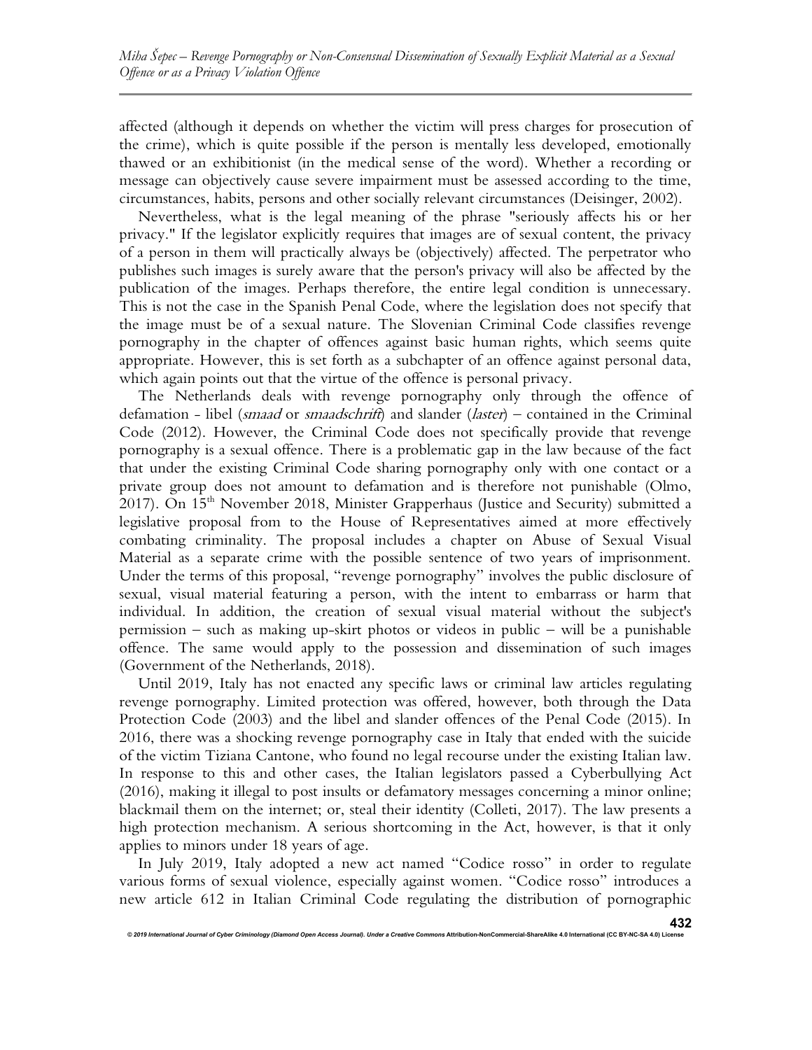affected (although it depends on whether the victim will press charges for prosecution of the crime), which is quite possible if the person is mentally less developed, emotionally thawed or an exhibitionist (in the medical sense of the word). Whether a recording or message can objectively cause severe impairment must be assessed according to the time, circumstances, habits, persons and other socially relevant circumstances (Deisinger, 2002).

Nevertheless, what is the legal meaning of the phrase "seriously affects his or her privacy." If the legislator explicitly requires that images are of sexual content, the privacy of a person in them will practically always be (objectively) affected. The perpetrator who publishes such images is surely aware that the person's privacy will also be affected by the publication of the images. Perhaps therefore, the entire legal condition is unnecessary. This is not the case in the Spanish Penal Code, where the legislation does not specify that the image must be of a sexual nature. The Slovenian Criminal Code classifies revenge pornography in the chapter of offences against basic human rights, which seems quite appropriate. However, this is set forth as a subchapter of an offence against personal data, which again points out that the virtue of the offence is personal privacy.

The Netherlands deals with revenge pornography only through the offence of defamation - libel (*smaad* or *smaadschrift*) and slander (*laster*) – contained in the Criminal Code (2012). However, the Criminal Code does not specifically provide that revenge pornography is a sexual offence. There is a problematic gap in the law because of the fact that under the existing Criminal Code sharing pornography only with one contact or a private group does not amount to defamation and is therefore not punishable (Olmo, 2017). On 15th November 2018, Minister Grapperhaus (Justice and Security) submitted a legislative proposal from to the House of Representatives aimed at more effectively combating criminality. The proposal includes a chapter on Abuse of Sexual Visual Material as a separate crime with the possible sentence of two years of imprisonment. Under the terms of this proposal, "revenge pornography" involves the public disclosure of sexual, visual material featuring a person, with the intent to embarrass or harm that individual. In addition, the creation of sexual visual material without the subject's permission – such as making up-skirt photos or videos in public – will be a punishable offence. The same would apply to the possession and dissemination of such images (Government of the Netherlands, 2018).

Until 2019, Italy has not enacted any specific laws or criminal law articles regulating revenge pornography. Limited protection was offered, however, both through the Data Protection Code (2003) and the libel and slander offences of the Penal Code (2015). In 2016, there was a shocking revenge pornography case in Italy that ended with the suicide of the victim Tiziana Cantone, who found no legal recourse under the existing Italian law. In response to this and other cases, the Italian legislators passed a Cyberbullying Act (2016), making it illegal to post insults or defamatory messages concerning a minor online; blackmail them on the internet; or, steal their identity (Colleti, 2017). The law presents a high protection mechanism. A serious shortcoming in the Act, however, is that it only applies to minors under 18 years of age.

In July 2019, Italy adopted a new act named "Codice rosso" in order to regulate various forms of sexual violence, especially against women. "Codice rosso" introduces a new article 612 in Italian Criminal Code regulating the distribution of pornographic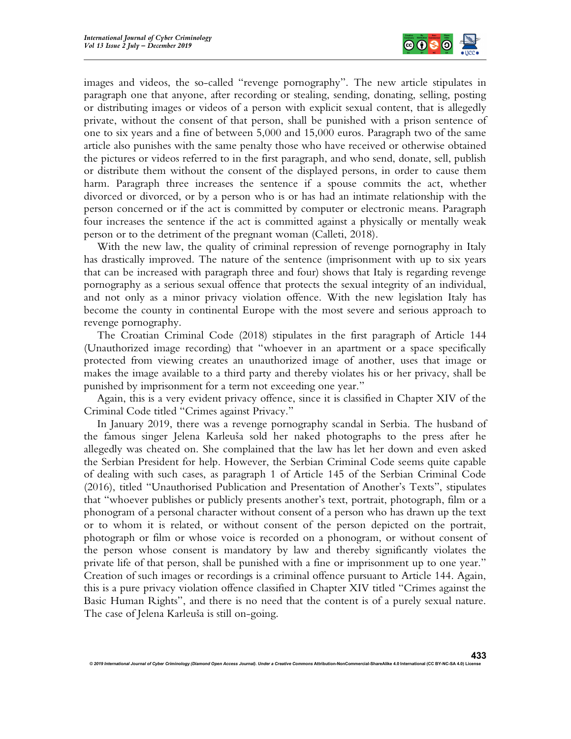images and videos, the so-called "revenge pornography". The new article stipulates in paragraph one that anyone, after recording or stealing, sending, donating, selling, posting or distributing images or videos of a person with explicit sexual content, that is allegedly private, without the consent of that person, shall be punished with a prison sentence of one to six years and a fine of between 5,000 and 15,000 euros. Paragraph two of the same article also punishes with the same penalty those who have received or otherwise obtained the pictures or videos referred to in the first paragraph, and who send, donate, sell, publish or distribute them without the consent of the displayed persons, in order to cause them harm. Paragraph three increases the sentence if a spouse commits the act, whether divorced or divorced, or by a person who is or has had an intimate relationship with the person concerned or if the act is committed by computer or electronic means. Paragraph four increases the sentence if the act is committed against a physically or mentally weak person or to the detriment of the pregnant woman (Calleti, 2018).

With the new law, the quality of criminal repression of revenge pornography in Italy has drastically improved. The nature of the sentence (imprisonment with up to six years that can be increased with paragraph three and four) shows that Italy is regarding revenge pornography as a serious sexual offence that protects the sexual integrity of an individual, and not only as a minor privacy violation offence. With the new legislation Italy has become the county in continental Europe with the most severe and serious approach to revenge pornography.

The Croatian Criminal Code (2018) stipulates in the first paragraph of Article 144 (Unauthorized image recording) that "whoever in an apartment or a space specifically protected from viewing creates an unauthorized image of another, uses that image or makes the image available to a third party and thereby violates his or her privacy, shall be punished by imprisonment for a term not exceeding one year."

Again, this is a very evident privacy offence, since it is classified in Chapter XIV of the Criminal Code titled "Crimes against Privacy."

In January 2019, there was a revenge pornography scandal in Serbia. The husband of the famous singer Jelena Karleuša sold her naked photographs to the press after he allegedly was cheated on. She complained that the law has let her down and even asked the Serbian President for help. However, the Serbian Criminal Code seems quite capable of dealing with such cases, as paragraph 1 of Article 145 of the Serbian Criminal Code (2016), titled "Unauthorised Publication and Presentation of Another's Texts", stipulates that "whoever publishes or publicly presents another's text, portrait, photograph, film or a phonogram of a personal character without consent of a person who has drawn up the text or to whom it is related, or without consent of the person depicted on the portrait, photograph or film or whose voice is recorded on a phonogram, or without consent of the person whose consent is mandatory by law and thereby significantly violates the private life of that person, shall be punished with a fine or imprisonment up to one year." Creation of such images or recordings is a criminal offence pursuant to Article 144. Again, this is a pure privacy violation offence classified in Chapter XIV titled "Crimes against the Basic Human Rights", and there is no need that the content is of a purely sexual nature. The case of Jelena Karleuša is still on-going.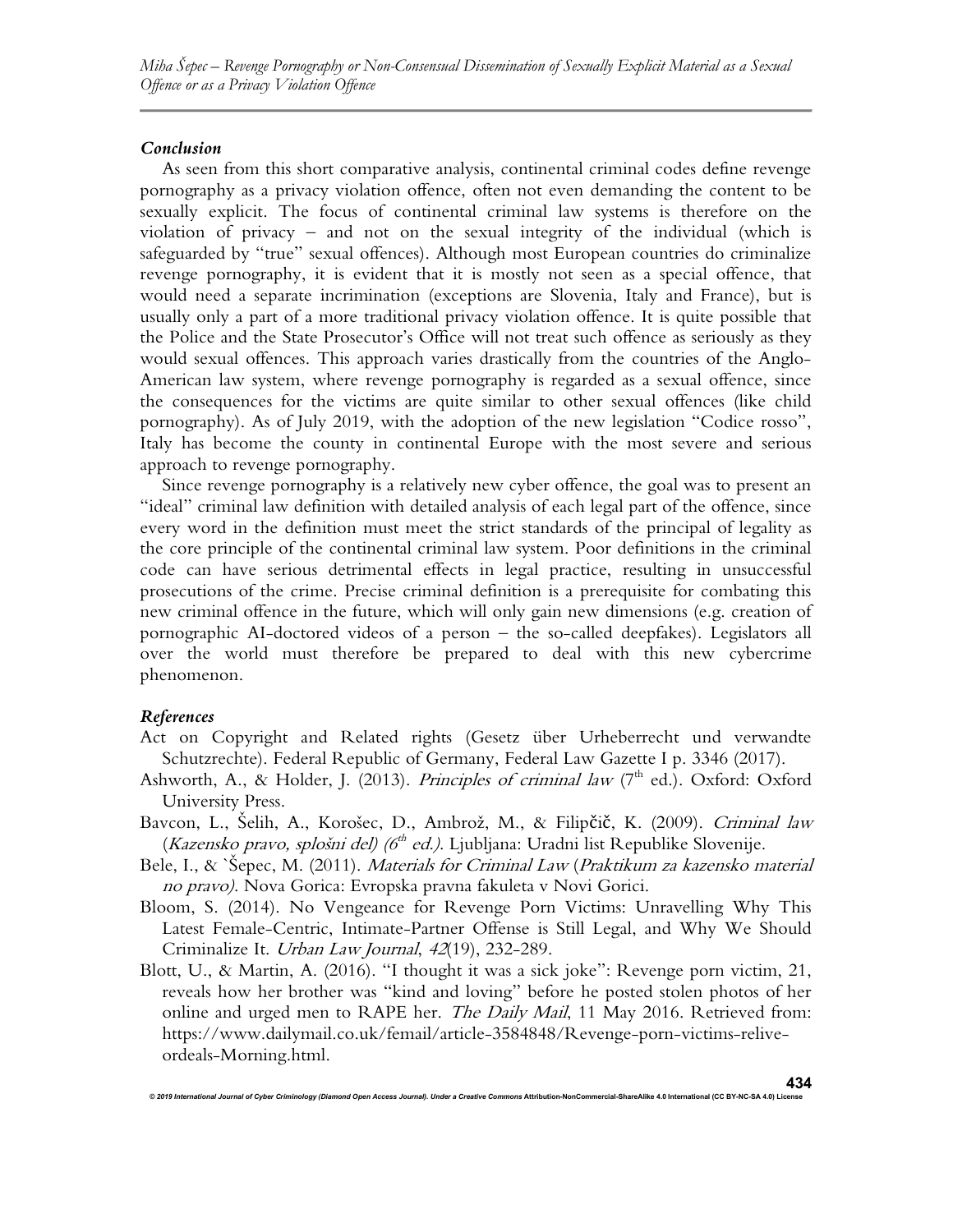### *Conclusion*

As seen from this short comparative analysis, continental criminal codes define revenge pornography as a privacy violation offence, often not even demanding the content to be sexually explicit. The focus of continental criminal law systems is therefore on the violation of privacy – and not on the sexual integrity of the individual (which is safeguarded by "true" sexual offences). Although most European countries do criminalize revenge pornography, it is evident that it is mostly not seen as a special offence, that would need a separate incrimination (exceptions are Slovenia, Italy and France), but is usually only a part of a more traditional privacy violation offence. It is quite possible that the Police and the State Prosecutor's Office will not treat such offence as seriously as they would sexual offences. This approach varies drastically from the countries of the Anglo-American law system, where revenge pornography is regarded as a sexual offence, since the consequences for the victims are quite similar to other sexual offences (like child pornography). As of July 2019, with the adoption of the new legislation "Codice rosso", Italy has become the county in continental Europe with the most severe and serious approach to revenge pornography.

Since revenge pornography is a relatively new cyber offence, the goal was to present an "ideal" criminal law definition with detailed analysis of each legal part of the offence, since every word in the definition must meet the strict standards of the principal of legality as the core principle of the continental criminal law system. Poor definitions in the criminal code can have serious detrimental effects in legal practice, resulting in unsuccessful prosecutions of the crime. Precise criminal definition is a prerequisite for combating this new criminal offence in the future, which will only gain new dimensions (e.g. creation of pornographic AI-doctored videos of a person – the so-called deepfakes). Legislators all over the world must therefore be prepared to deal with this new cybercrime phenomenon.

### *References*

Act on Copyright and Related rights (Gesetz über Urheberrecht und verwandte Schutzrechte). Federal Republic of Germany, Federal Law Gazette I p. 3346 (2017).

Ashworth, A., & Holder, J. (2013). *Principles of criminal law* (7th ed.). Oxford: Oxford University Press.

Bavcon, L., Šelih, A., Korošec, D., Ambrož, M., & Filipčič, K. (2009). *Criminal law* (*Kazensko pravo, splošni del) (6th ed.)*. Ljubljana: Uradni list Republike Slovenije.

Bele, I., & `Šepec, M. (2011). *Materials for Criminal Law* (*Praktikum za kazensko material no pravo)*. Nova Gorica: Evropska pravna fakuleta v Novi Gorici.

Bloom, S. (2014). No Vengeance for Revenge Porn Victims: Unravelling Why This Latest Female-Centric, Intimate-Partner Offense is Still Legal, and Why We Should Criminalize It. *Urban Law Journal*, *42*(19), 232-289.

Blott, U., & Martin, A. (2016). "I thought it was a sick joke": Revenge porn victim, 21, reveals how her brother was "kind and loving" before he posted stolen photos of her online and urged men to RAPE her. *The Daily Mail*, 11 May 2016. Retrieved from: https://www.dailymail.co.uk/femail/article-3584848/Revenge-porn-victims-relive-ordeals-Morning.html.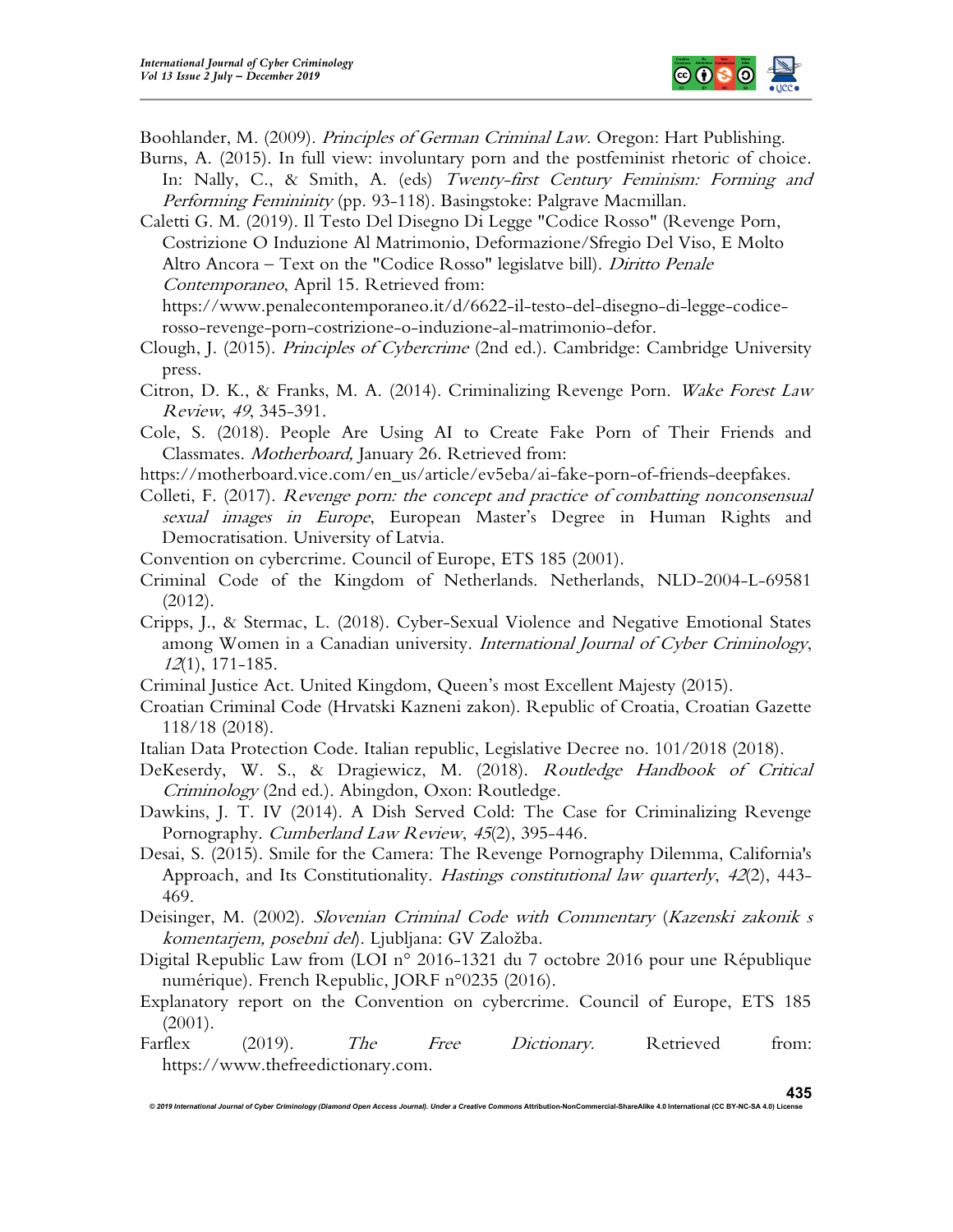Boohlander, M. (2009). *Principles of German Criminal Law*. Oregon: Hart Publishing.

Burns, A. (2015). In full view: involuntary porn and the postfeminist rhetoric of choice. In: Nally, C., & Smith, A. (eds) *Twenty-first Century Feminism: Forming and Performing Femininity* (pp. 93-118). Basingstoke: Palgrave Macmillan.

Caletti G. M. (2019). Il Testo Del Disegno Di Legge "Codice Rosso" (Revenge Porn, Costrizione O Induzione Al Matrimonio, Deformazione/Sfregio Del Viso, E Molto Altro Ancora – Text on the "Codice Rosso" legislatve bill). *Diritto Penale Contemporaneo*, April 15. Retrieved from: https://www.penalecontemporaneo.it/d/6622-il-testo-del-disegno-di-legge-codice-rosso-revenge-porn-costrizione-o-induzione-al-matrimonio-defor.

Clough, J. (2015). *Principles of Cybercrime* (2nd ed.). Cambridge: Cambridge University press.

Citron, D. K., & Franks, M. A. (2014). Criminalizing Revenge Porn. *Wake Forest Law Review*, *49*, 345-391.

Cole, S. (2018). People Are Using AI to Create Fake Porn of Their Friends and Classmates. *Motherboard,* January 26. Retrieved from: https://motherboard.vice.com/en_us/article/ev5eba/ai-fake-porn-of-friends-deepfakes.

Colleti, F. (2017). *Revenge porn: the concept and practice of combatting nonconsensual sexual images in Europe*, European Master's Degree in Human Rights and Democratisation. University of Latvia.

Convention on cybercrime. Council of Europe, ETS 185 (2001).

Criminal Code of the Kingdom of Netherlands. Netherlands, NLD-2004-L-69581 (2012).

Cripps, J., & Stermac, L. (2018). Cyber-Sexual Violence and Negative Emotional States among Women in a Canadian university. *International Journal of Cyber Criminology*, *12*(1), 171-185.

Criminal Justice Act. United Kingdom, Queen's most Excellent Majesty (2015).

Croatian Criminal Code (Hrvatski Kazneni zakon). Republic of Croatia, Croatian Gazette 118/18 (2018).

Italian Data Protection Code. Italian republic, Legislative Decree no. 101/2018 (2018).

DeKeserdy, W. S., & Dragiewicz, M. (2018). *Routledge Handbook of Critical Criminology* (2nd ed.). Abingdon, Oxon: Routledge.

Dawkins, J. T. IV (2014). A Dish Served Cold: The Case for Criminalizing Revenge Pornography. *Cumberland Law Review*, *45*(2), 395-446.

Desai, S. (2015). Smile for the Camera: The Revenge Pornography Dilemma, California's Approach, and Its Constitutionality. *Hastings constitutional law quarterly*, *42*(2), 443-469.

Deisinger, M. (2002). *Slovenian Criminal Code with Commentary* (*Kazenski zakonik s komentarjem, posebni del*). Ljubljana: GV Založba.

Digital Republic Law from (LOI n° 2016-1321 du 7 octobre 2016 pour une République numérique). French Republic, JORF n°0235 (2016).

Explanatory report on the Convention on cybercrime. Council of Europe, ETS 185 (2001).

Farflex (2019). *The Free Dictionary.* Retrieved from: https://www.thefreedictionary.com.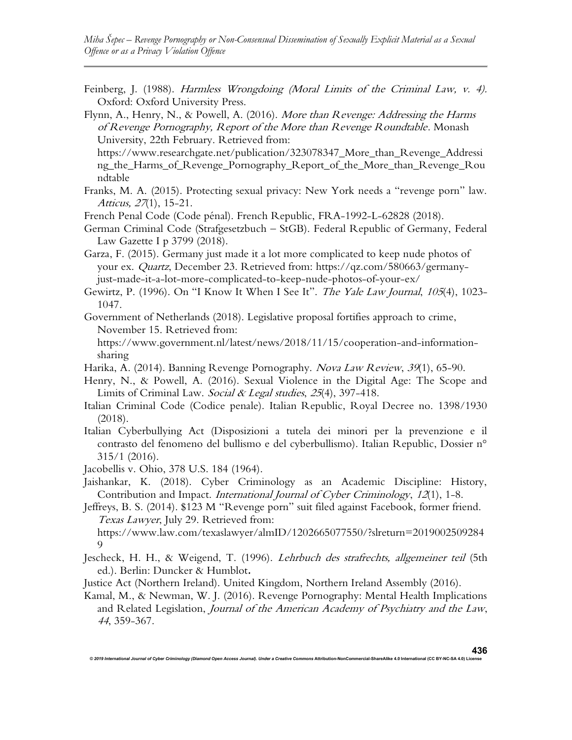Feinberg, J. (1988). *Harmless Wrongdoing (Moral Limits of the Criminal Law, v. 4).* Oxford: Oxford University Press.

Flynn, A., Henry, N., & Powell, A. (2016). *More than Revenge: Addressing the Harms of Revenge Pornography, Report of the More than Revenge Roundtable*. Monash University, 22th February. Retrieved from: https://www.researchgate.net/publication/323078347_More_than_Revenge_Addressing_the_Harms_of_Revenge_Pornography_Report_of_the_More_than_Revenge_Roundtable

Franks, M. A. (2015). Protecting sexual privacy: New York needs a "revenge porn" law. *Atticus, 27*(1), 15-21.

French Penal Code (Code pénal). French Republic, FRA-1992-L-62828 (2018).

German Criminal Code (Strafgesetzbuch – StGB). Federal Republic of Germany, Federal Law Gazette I p 3799 (2018).

Garza, F. (2015). Germany just made it a lot more complicated to keep nude photos of your ex. *Quartz*, December 23. Retrieved from: https://qz.com/580663/germany-just-made-it-a-lot-more-complicated-to-keep-nude-photos-of-your-ex/

Gewirtz, P. (1996). On "I Know It When I See It". *The Yale Law Journal*, *105*(4), 1023-1047.

Government of Netherlands (2018). Legislative proposal fortifies approach to crime, November 15. Retrieved from: https://www.government.nl/latest/news/2018/11/15/cooperation-and-information-sharing

Harika, A. (2014). Banning Revenge Pornography. *Nova Law Review*, *39*(1), 65-90.

Henry, N., & Powell, A. (2016). Sexual Violence in the Digital Age: The Scope and Limits of Criminal Law. *Social & Legal studies*, *25*(4), 397-418.

Italian Criminal Code (Codice penale). Italian Republic, Royal Decree no. 1398/1930 (2018).

Italian Cyberbullying Act (Disposizioni a tutela dei minori per la prevenzione e il contrasto del fenomeno del bullismo e del cyberbullismo). Italian Republic, Dossier n° 315/1 (2016).

Jacobellis v. Ohio, 378 U.S. 184 (1964).

Jaishankar, K. (2018). Cyber Criminology as an Academic Discipline: History, Contribution and Impact. *International Journal of Cyber Criminology*, *12*(1), 1-8.

Jeffreys, B. S. (2014). $123 M "Revenge porn" suit filed against Facebook, former friend. *Texas Lawyer*, July 29. Retrieved from: https://www.law.com/texaslawyer/almID/1202665077550/?slreturn=20190025092849

Jescheck, H. H., & Weigend, T. (1996). *Lehrbuch des strafrechts, allgemeiner teil* (5th ed.). Berlin: Duncker & Humblot.

Justice Act (Northern Ireland). United Kingdom, Northern Ireland Assembly (2016).

Kamal, M., & Newman, W. J. (2016). Revenge Pornography: Mental Health Implications and Related Legislation, *Journal of the American Academy of Psychiatry and the Law*, *44*, 359-367.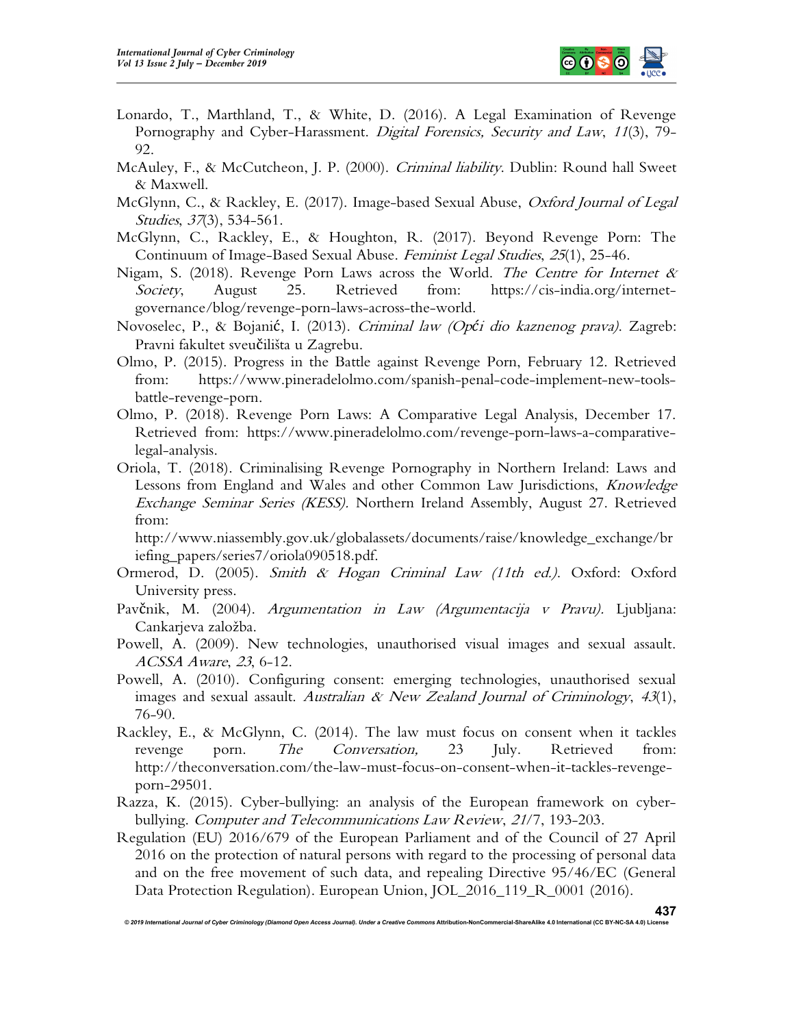Lonardo, T., Marthland, T., & White, D. (2016). A Legal Examination of Revenge Pornography and Cyber-Harassment. *Digital Forensics, Security and Law*, *11*(3), 79-92.

McAuley, F., & McCutcheon, J. P. (2000). *Criminal liability*. Dublin: Round hall Sweet & Maxwell.

McGlynn, C., & Rackley, E. (2017). Image-based Sexual Abuse, *Oxford Journal of Legal Studies*, *37*(3), 534-561.

McGlynn, C., Rackley, E., & Houghton, R. (2017). Beyond Revenge Porn: The Continuum of Image-Based Sexual Abuse. *Feminist Legal Studies*, *25*(1), 25-46.

Nigam, S. (2018). Revenge Porn Laws across the World. *The Centre for Internet & Society*, August 25. Retrieved from: https://cis-india.org/internet-governance/blog/revenge-porn-laws-across-the-world.

Novoselec, P., & Bojanić, I. (2013). *Criminal law (Opći dio kaznenog prava)*. Zagreb: Pravni fakultet sveučilišta u Zagrebu.

Olmo, P. (2015). Progress in the Battle against Revenge Porn, February 12. Retrieved from: https://www.pineradelolmo.com/spanish-penal-code-implement-new-tools-battle-revenge-porn.

Olmo, P. (2018). Revenge Porn Laws: A Comparative Legal Analysis, December 17. Retrieved from: https://www.pineradelolmo.com/revenge-porn-laws-a-comparative-legal-analysis.

Oriola, T. (2018). Criminalising Revenge Pornography in Northern Ireland: Laws and Lessons from England and Wales and other Common Law Jurisdictions, *Knowledge Exchange Seminar Series (KESS).* Northern Ireland Assembly, August 27. Retrieved from:
http://www.niassembly.gov.uk/globalassets/documents/raise/knowledge_exchange/briefing_papers/series7/oriola090518.pdf.

Ormerod, D. (2005). *Smith & Hogan Criminal Law (11th ed.).* Oxford: Oxford University press.

Pavčnik, M. (2004). *Argumentation in Law (Argumentacija v Pravu).* Ljubljana: Cankarjeva založba.

Powell, A. (2009). New technologies, unauthorised visual images and sexual assault. *ACSSA Aware*, *23*, 6-12.

Powell, A. (2010). Configuring consent: emerging technologies, unauthorised sexual images and sexual assault. *Australian & New Zealand Journal of Criminology*, *43*(1), 76-90.

Rackley, E., & McGlynn, C. (2014). The law must focus on consent when it tackles revenge porn. *The Conversation,* 23 July. Retrieved from: http://theconversation.com/the-law-must-focus-on-consent-when-it-tackles-revenge-porn-29501.

Razza, K. (2015). Cyber-bullying: an analysis of the European framework on cyber-bullying. *Computer and Telecommunications Law Review*, *21*/7, 193-203.

Regulation (EU) 2016/679 of the European Parliament and of the Council of 27 April 2016 on the protection of natural persons with regard to the processing of personal data and on the free movement of such data, and repealing Directive 95/46/EC (General Data Protection Regulation). European Union, JOL_2016_119_R_0001 (2016).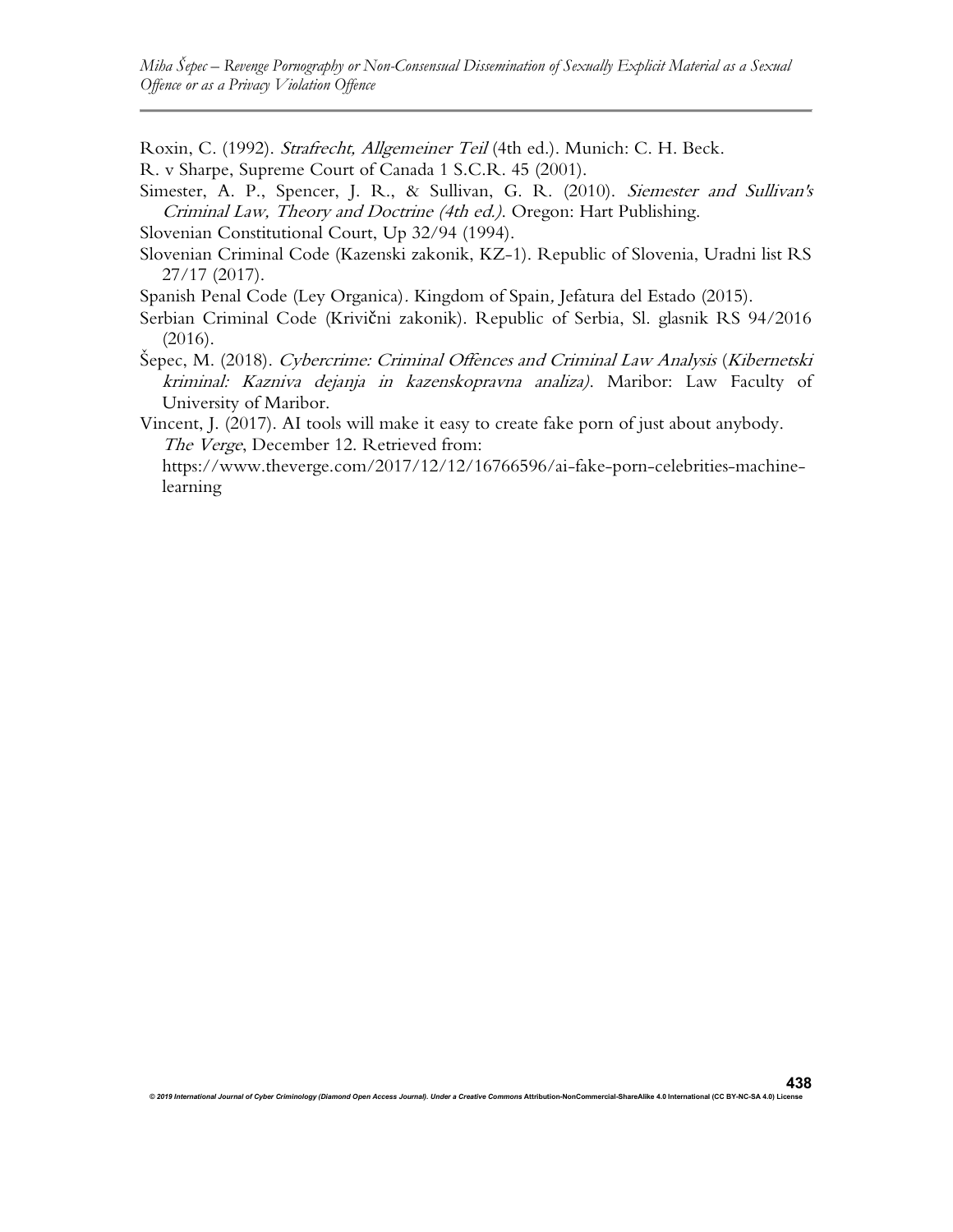Roxin, C. (1992). *Strafrecht, Allgemeiner Teil* (4th ed.). Munich: C. H. Beck.

R. v Sharpe, Supreme Court of Canada 1 S.C.R. 45 (2001).

Simester, A. P., Spencer, J. R., & Sullivan, G. R. (2010). *Siemester and Sullivan's Criminal Law, Theory and Doctrine (4th ed.)*. Oregon: Hart Publishing.

Slovenian Constitutional Court, Up 32/94 (1994).

Slovenian Criminal Code (Kazenski zakonik, KZ-1). Republic of Slovenia, Uradni list RS 27/17 (2017).

Spanish Penal Code (Ley Organica). Kingdom of Spain, Jefatura del Estado (2015).

Serbian Criminal Code (Krivični zakonik). Republic of Serbia, Sl. glasnik RS 94/2016 (2016).

Šepec, M. (2018). *Cybercrime: Criminal Offences and Criminal Law Analysis* (*Kibernetski kriminal: Kazniva dejanja in kazenskopravna analiza)*. Maribor: Law Faculty of University of Maribor.

Vincent, J. (2017). AI tools will make it easy to create fake porn of just about anybody. *The Verge*, December 12. Retrieved from: https://www.theverge.com/2017/12/12/16766596/ai-fake-porn-celebrities-machine-learning